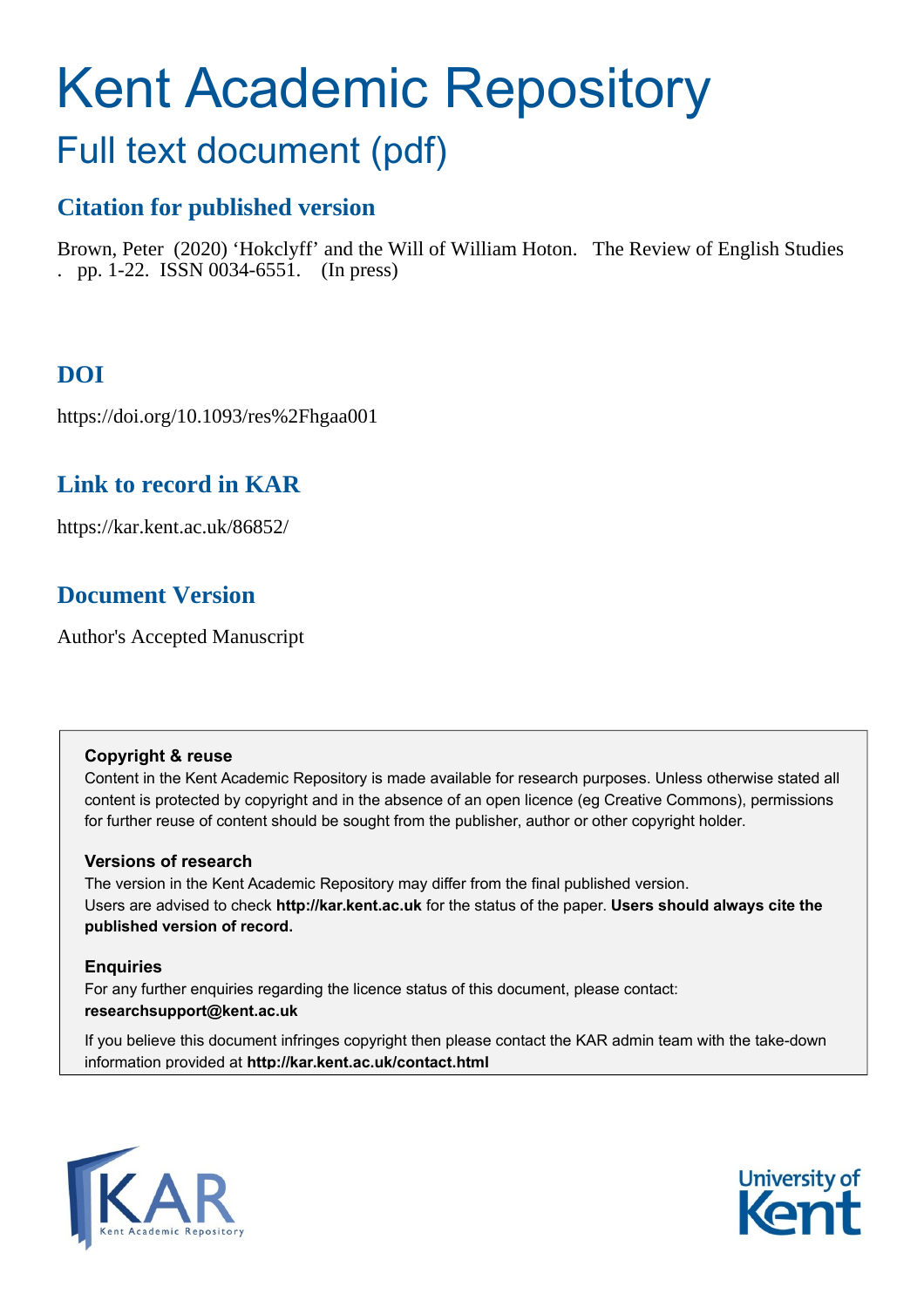# Kent Academic Repository

## Full text document (pdf)

### Citation for published version

Brown, Peter (2020) 'Hokclyff' and the Will of William Hoton. The Review of English Studies . pp. 1-22. ISSN 0034-6551. (In press)

### DOI

https://doi.org/10.1093/res%2Fhgaa001

### Link to record in KAR

https://kar.kent.ac.uk/86852/

### Document Version

Author's Accepted Manuscript

**Copyright & reuse**

Content in the Kent Academic Repository is made available for research purposes. Unless otherwise stated all content is protected by copyright and in the absence of an open licence (eg Creative Commons), permissions for further reuse of content should be sought from the publisher, author or other copyright holder.

**Versions of research**

The version in the Kent Academic Repository may differ from the final published version. Users are advised to check **http://kar.kent.ac.uk** for the status of the paper. **Users should always cite the published version of record.**

**Enquiries**

For any further enquiries regarding the licence status of this document, please contact: **researchsupport@kent.ac.uk**

If you believe this document infringes copyright then please contact the KAR admin team with the take-down information provided at **http://kar.kent.ac.uk/contact.html**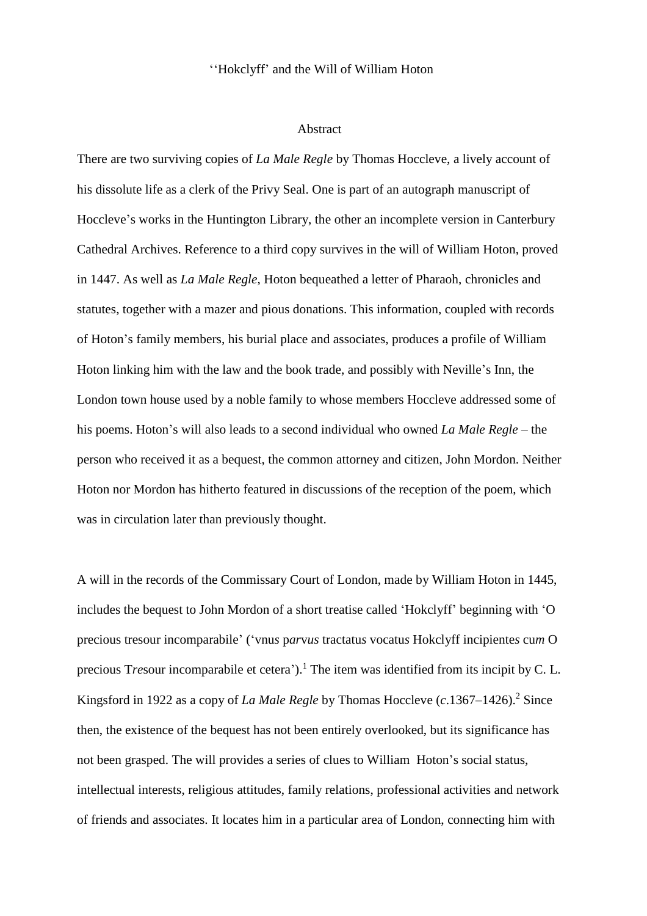# ‘‘Hokclyff’ and the Will of William Hoton

## Abstract

There are two surviving copies of *La Male Regle* by Thomas Hoccleve, a lively account of his dissolute life as a clerk of the Privy Seal. One is part of an autograph manuscript of Hoccleve’s works in the Huntington Library, the other an incomplete version in Canterbury Cathedral Archives. Reference to a third copy survives in the will of William Hoton, proved in 1447. As well as *La Male Regle*, Hoton bequeathed a letter of Pharaoh, chronicles and statutes, together with a mazer and pious donations. This information, coupled with records of Hoton’s family members, his burial place and associates, produces a profile of William Hoton linking him with the law and the book trade, and possibly with Neville’s Inn, the London town house used by a noble family to whose members Hoccleve addressed some of his poems. Hoton’s will also leads to a second individual who owned *La Male Regle* – the person who received it as a bequest, the common attorney and citizen, John Mordon. Neither Hoton nor Mordon has hitherto featured in discussions of the reception of the poem, which was in circulation later than previously thought.

A will in the records of the Commissary Court of London, made by William Hoton in 1445, includes the bequest to John Mordon of a short treatise called ‘Hokclyff’ beginning with ‘O precious tresour incomparabile’ (‘vnu*s* p*arvus* tractatu*s* vocatu*s* Hokclyff incipiente*s* cu*m* O precious T*re*sour incomparabile et cetera’).[1] The item was identified from its incipit by C. L. Kingsford in 1922 as a copy of *La Male Regle* by Thomas Hoccleve (*c*.1367–1426).[2] Since then, the existence of the bequest has not been entirely overlooked, but its significance has not been grasped. The will provides a series of clues to William Hoton’s social status, intellectual interests, religious attitudes, family relations, professional activities and network of friends and associates. It locates him in a particular area of London, connecting him with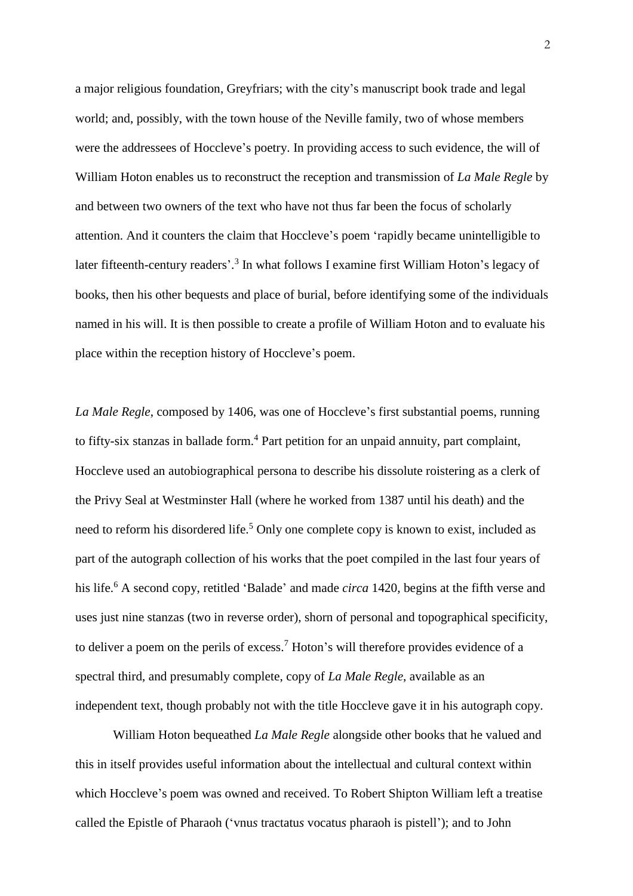a major religious foundation, Greyfriars; with the city's manuscript book trade and legal world; and, possibly, with the town house of the Neville family, two of whose members were the addressees of Hoccleve's poetry. In providing access to such evidence, the will of William Hoton enables us to reconstruct the reception and transmission of *La Male Regle* by and between two owners of the text who have not thus far been the focus of scholarly attention. And it counters the claim that Hoccleve's poem 'rapidly became unintelligible to later fifteenth-century readers'.[3] In what follows I examine first William Hoton's legacy of books, then his other bequests and place of burial, before identifying some of the individuals named in his will. It is then possible to create a profile of William Hoton and to evaluate his place within the reception history of Hoccleve's poem.

*La Male Regle*, composed by 1406, was one of Hoccleve's first substantial poems, running to fifty-six stanzas in ballade form.[4] Part petition for an unpaid annuity, part complaint, Hoccleve used an autobiographical persona to describe his dissolute roistering as a clerk of the Privy Seal at Westminster Hall (where he worked from 1387 until his death) and the need to reform his disordered life.[5] Only one complete copy is known to exist, included as part of the autograph collection of his works that the poet compiled in the last four years of his life.[6] A second copy, retitled 'Balade' and made *circa* 1420, begins at the fifth verse and uses just nine stanzas (two in reverse order), shorn of personal and topographical specificity, to deliver a poem on the perils of excess.[7] Hoton's will therefore provides evidence of a spectral third, and presumably complete, copy of *La Male Regle*, available as an independent text, though probably not with the title Hoccleve gave it in his autograph copy.

William Hoton bequeathed *La Male Regle* alongside other books that he valued and this in itself provides useful information about the intellectual and cultural context within which Hoccleve's poem was owned and received. To Robert Shipton William left a treatise called the Epistle of Pharaoh ('vnu*s* tractatu*s* vocatu*s* pharaoh is pistell'); and to John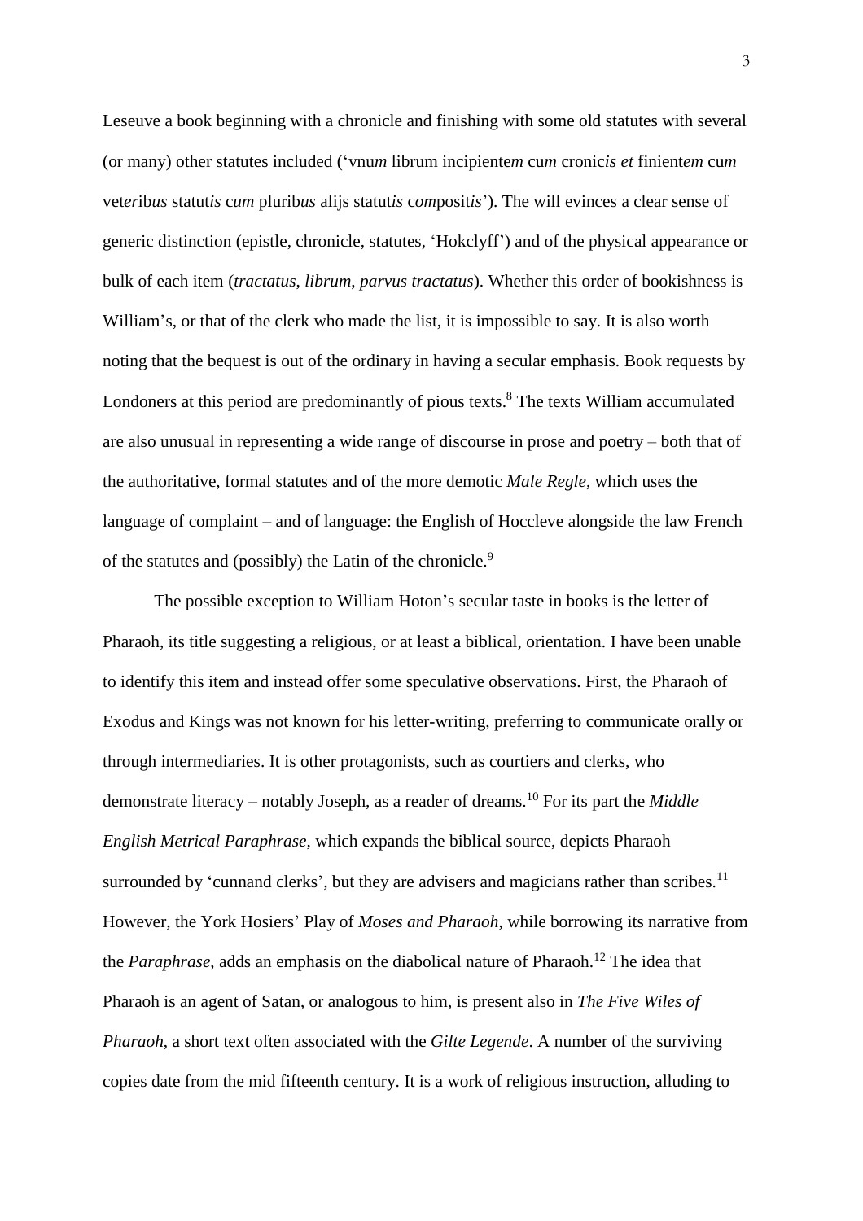Leseuve a book beginning with a chronicle and finishing with some old statutes with several (or many) other statutes included ('vnu*m* librum incipiente*m* cu*m* cronic*is et* finient*em* cu*m* vet*er*ib*us* statut*is* c*um* plurib*us* alijs statut*is* c*om*posit*is*'). The will evinces a clear sense of generic distinction (epistle, chronicle, statutes, 'Hokclyff') and of the physical appearance or bulk of each item (*tractatus*, *librum*, *parvus tractatus*). Whether this order of bookishness is William's, or that of the clerk who made the list, it is impossible to say. It is also worth noting that the bequest is out of the ordinary in having a secular emphasis. Book requests by Londoners at this period are predominantly of pious texts.[8] The texts William accumulated are also unusual in representing a wide range of discourse in prose and poetry – both that of the authoritative, formal statutes and of the more demotic *Male Regle*, which uses the language of complaint – and of language: the English of Hoccleve alongside the law French of the statutes and (possibly) the Latin of the chronicle.[9]

The possible exception to William Hoton's secular taste in books is the letter of Pharaoh, its title suggesting a religious, or at least a biblical, orientation. I have been unable to identify this item and instead offer some speculative observations. First, the Pharaoh of Exodus and Kings was not known for his letter-writing, preferring to communicate orally or through intermediaries. It is other protagonists, such as courtiers and clerks, who demonstrate literacy – notably Joseph, as a reader of dreams.[10] For its part the *Middle English Metrical Paraphrase*, which expands the biblical source, depicts Pharaoh surrounded by 'cunnand clerks', but they are advisers and magicians rather than scribes.[11] However, the York Hosiers' Play of *Moses and Pharaoh*, while borrowing its narrative from the *Paraphrase*, adds an emphasis on the diabolical nature of Pharaoh.[12] The idea that Pharaoh is an agent of Satan, or analogous to him, is present also in *The Five Wiles of Pharaoh*, a short text often associated with the *Gilte Legende*. A number of the surviving copies date from the mid fifteenth century. It is a work of religious instruction, alluding to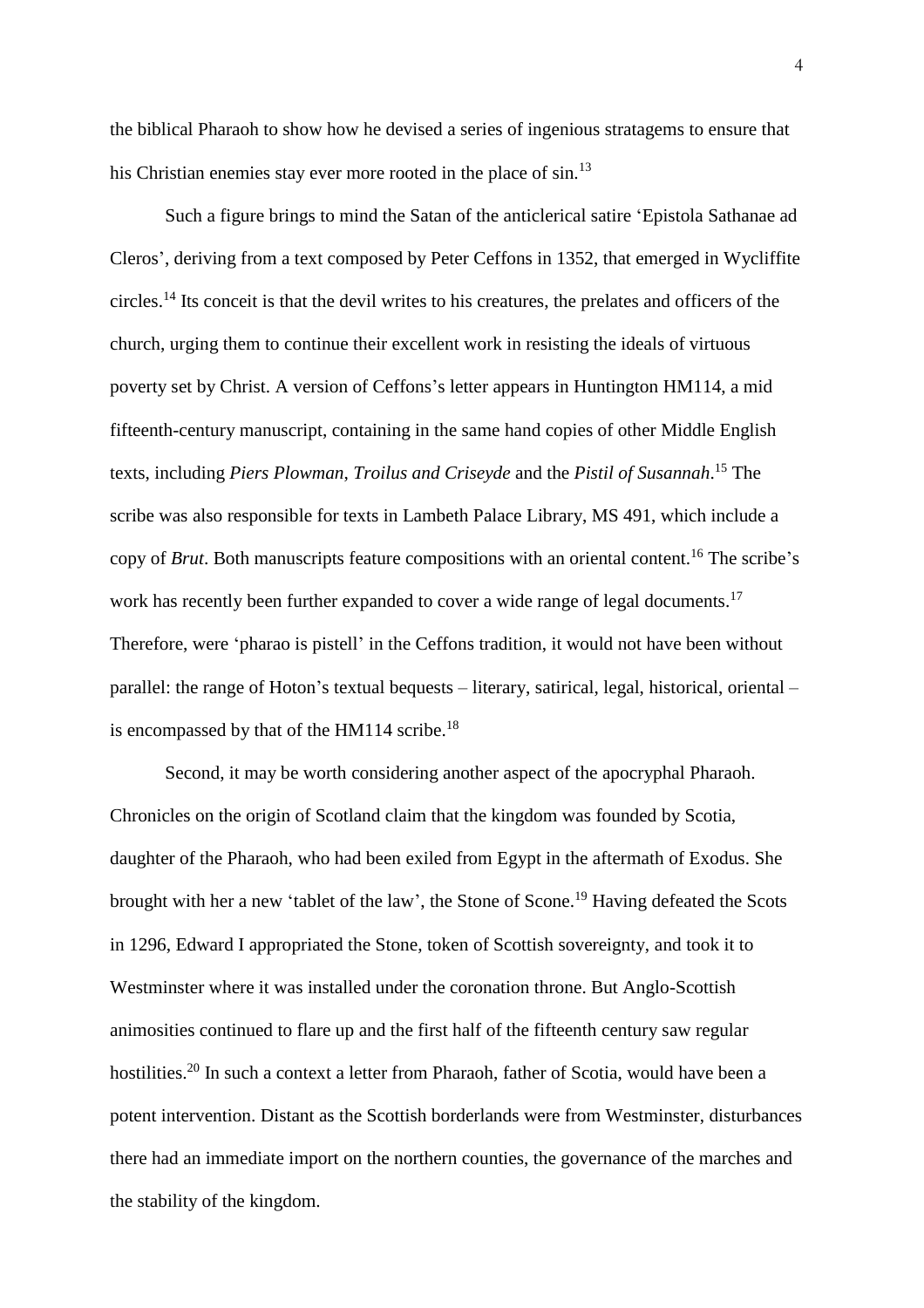the biblical Pharaoh to show how he devised a series of ingenious stratagems to ensure that his Christian enemies stay ever more rooted in the place of sin.[13]

Such a figure brings to mind the Satan of the anticlerical satire 'Epistola Sathanae ad Cleros', deriving from a text composed by Peter Ceffons in 1352, that emerged in Wycliffite circles.[14] Its conceit is that the devil writes to his creatures, the prelates and officers of the church, urging them to continue their excellent work in resisting the ideals of virtuous poverty set by Christ. A version of Ceffons's letter appears in Huntington HM114, a mid fifteenth-century manuscript, containing in the same hand copies of other Middle English texts, including *Piers Plowman*, *Troilus and Criseyde* and the *Pistil of Susannah*.[15] The scribe was also responsible for texts in Lambeth Palace Library, MS 491, which include a copy of *Brut*. Both manuscripts feature compositions with an oriental content.[16] The scribe's work has recently been further expanded to cover a wide range of legal documents.[17] Therefore, were 'pharao is pistell' in the Ceffons tradition, it would not have been without parallel: the range of Hoton's textual bequests – literary, satirical, legal, historical, oriental – is encompassed by that of the HM114 scribe.[18]

Second, it may be worth considering another aspect of the apocryphal Pharaoh. Chronicles on the origin of Scotland claim that the kingdom was founded by Scotia, daughter of the Pharaoh, who had been exiled from Egypt in the aftermath of Exodus. She brought with her a new 'tablet of the law', the Stone of Scone.[19] Having defeated the Scots in 1296, Edward I appropriated the Stone, token of Scottish sovereignty, and took it to Westminster where it was installed under the coronation throne. But Anglo-Scottish animosities continued to flare up and the first half of the fifteenth century saw regular hostilities.[20] In such a context a letter from Pharaoh, father of Scotia, would have been a potent intervention. Distant as the Scottish borderlands were from Westminster, disturbances there had an immediate import on the northern counties, the governance of the marches and the stability of the kingdom.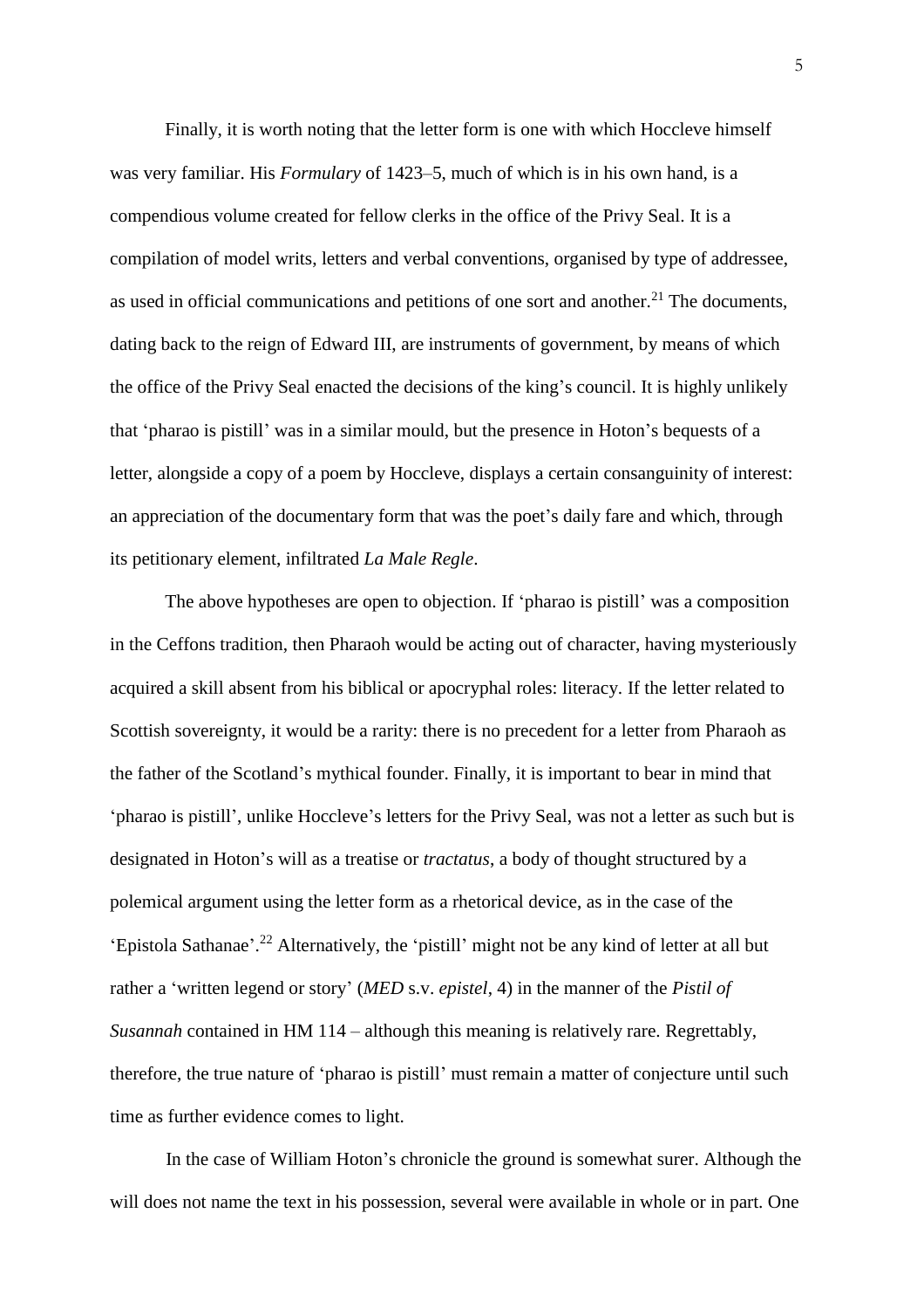Finally, it is worth noting that the letter form is one with which Hoccleve himself was very familiar. His *Formulary* of 1423–5, much of which is in his own hand, is a compendious volume created for fellow clerks in the office of the Privy Seal. It is a compilation of model writs, letters and verbal conventions, organised by type of addressee, as used in official communications and petitions of one sort and another.[21] The documents, dating back to the reign of Edward III, are instruments of government, by means of which the office of the Privy Seal enacted the decisions of the king's council. It is highly unlikely that 'pharao is pistill' was in a similar mould, but the presence in Hoton's bequests of a letter, alongside a copy of a poem by Hoccleve, displays a certain consanguinity of interest: an appreciation of the documentary form that was the poet's daily fare and which, through its petitionary element, infiltrated *La Male Regle*.

The above hypotheses are open to objection. If 'pharao is pistill' was a composition in the Ceffons tradition, then Pharaoh would be acting out of character, having mysteriously acquired a skill absent from his biblical or apocryphal roles: literacy. If the letter related to Scottish sovereignty, it would be a rarity: there is no precedent for a letter from Pharaoh as the father of the Scotland's mythical founder. Finally, it is important to bear in mind that 'pharao is pistill', unlike Hoccleve's letters for the Privy Seal, was not a letter as such but is designated in Hoton's will as a treatise or *tractatus*, a body of thought structured by a polemical argument using the letter form as a rhetorical device, as in the case of the 'Epistola Sathanae'.[22] Alternatively, the 'pistill' might not be any kind of letter at all but rather a 'written legend or story' (*MED* s.v. *epistel*, 4) in the manner of the *Pistil of Susannah* contained in HM 114 – although this meaning is relatively rare. Regrettably, therefore, the true nature of 'pharao is pistill' must remain a matter of conjecture until such time as further evidence comes to light.

In the case of William Hoton's chronicle the ground is somewhat surer. Although the will does not name the text in his possession, several were available in whole or in part. One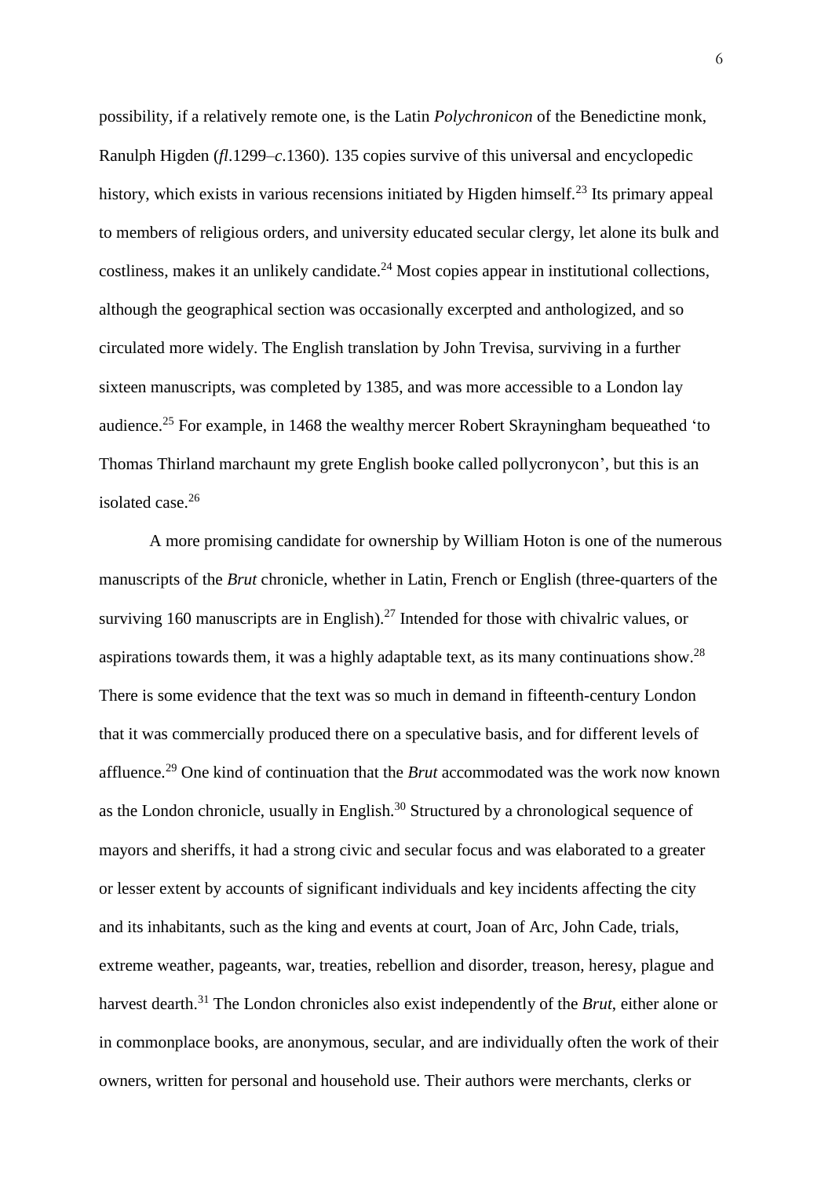possibility, if a relatively remote one, is the Latin *Polychronicon* of the Benedictine monk, Ranulph Higden (*fl*.1299–*c*.1360). 135 copies survive of this universal and encyclopedic history, which exists in various recensions initiated by Higden himself.[23] Its primary appeal to members of religious orders, and university educated secular clergy, let alone its bulk and costliness, makes it an unlikely candidate.[24] Most copies appear in institutional collections, although the geographical section was occasionally excerpted and anthologized, and so circulated more widely. The English translation by John Trevisa, surviving in a further sixteen manuscripts, was completed by 1385, and was more accessible to a London lay audience.[25] For example, in 1468 the wealthy mercer Robert Skrayningham bequeathed 'to Thomas Thirland marchaunt my grete English booke called pollycronycon', but this is an isolated case.[26]

A more promising candidate for ownership by William Hoton is one of the numerous manuscripts of the *Brut* chronicle, whether in Latin, French or English (three-quarters of the surviving 160 manuscripts are in English).[27] Intended for those with chivalric values, or aspirations towards them, it was a highly adaptable text, as its many continuations show.[28] There is some evidence that the text was so much in demand in fifteenth-century London that it was commercially produced there on a speculative basis, and for different levels of affluence.[29] One kind of continuation that the *Brut* accommodated was the work now known as the London chronicle, usually in English.[30] Structured by a chronological sequence of mayors and sheriffs, it had a strong civic and secular focus and was elaborated to a greater or lesser extent by accounts of significant individuals and key incidents affecting the city and its inhabitants, such as the king and events at court, Joan of Arc, John Cade, trials, extreme weather, pageants, war, treaties, rebellion and disorder, treason, heresy, plague and harvest dearth.[31] The London chronicles also exist independently of the *Brut*, either alone or in commonplace books, are anonymous, secular, and are individually often the work of their owners, written for personal and household use. Their authors were merchants, clerks or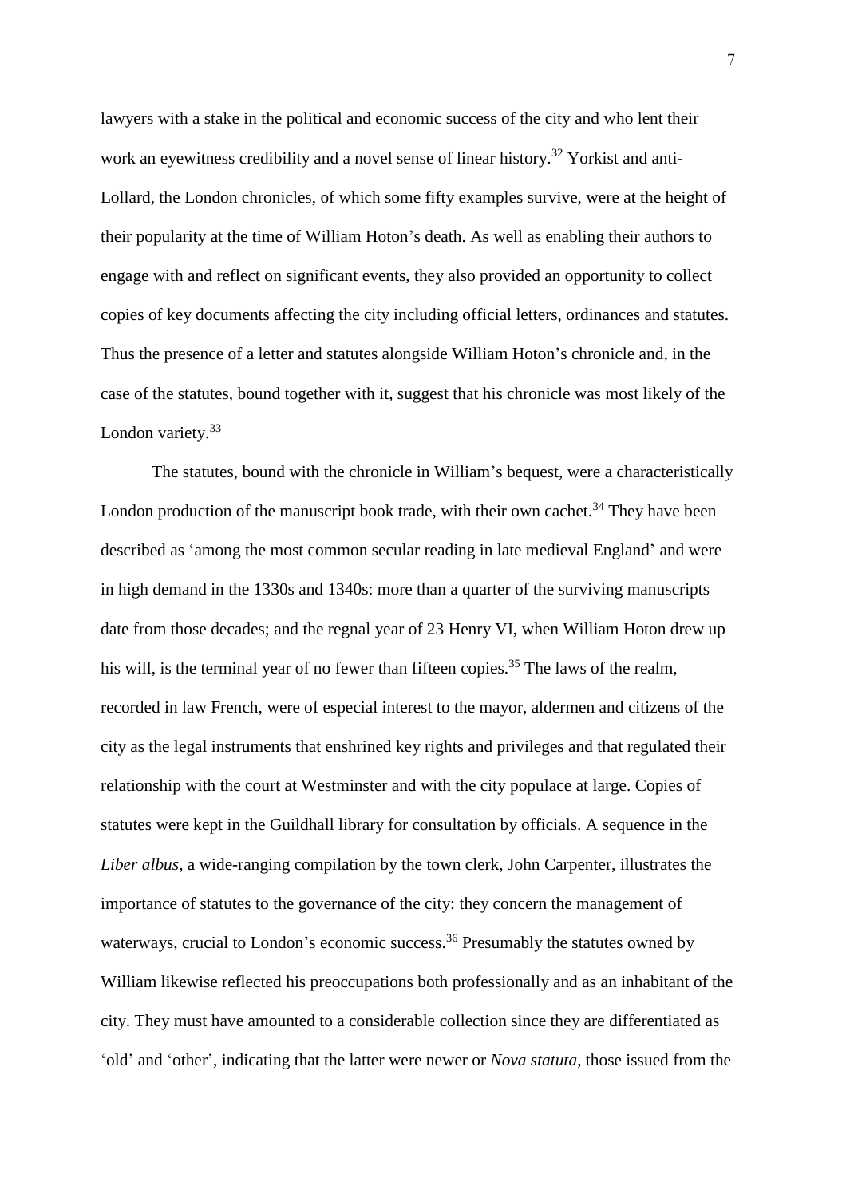lawyers with a stake in the political and economic success of the city and who lent their work an eyewitness credibility and a novel sense of linear history.[32] Yorkist and anti-Lollard, the London chronicles, of which some fifty examples survive, were at the height of their popularity at the time of William Hoton's death. As well as enabling their authors to engage with and reflect on significant events, they also provided an opportunity to collect copies of key documents affecting the city including official letters, ordinances and statutes. Thus the presence of a letter and statutes alongside William Hoton's chronicle and, in the case of the statutes, bound together with it, suggest that his chronicle was most likely of the London variety.[33]

The statutes, bound with the chronicle in William's bequest, were a characteristically London production of the manuscript book trade, with their own cachet.[34] They have been described as 'among the most common secular reading in late medieval England' and were in high demand in the 1330s and 1340s: more than a quarter of the surviving manuscripts date from those decades; and the regnal year of 23 Henry VI, when William Hoton drew up his will, is the terminal year of no fewer than fifteen copies.[35] The laws of the realm, recorded in law French, were of especial interest to the mayor, aldermen and citizens of the city as the legal instruments that enshrined key rights and privileges and that regulated their relationship with the court at Westminster and with the city populace at large. Copies of statutes were kept in the Guildhall library for consultation by officials. A sequence in the *Liber albus*, a wide-ranging compilation by the town clerk, John Carpenter, illustrates the importance of statutes to the governance of the city: they concern the management of waterways, crucial to London's economic success.[36] Presumably the statutes owned by William likewise reflected his preoccupations both professionally and as an inhabitant of the city. They must have amounted to a considerable collection since they are differentiated as 'old' and 'other', indicating that the latter were newer or *Nova statuta*, those issued from the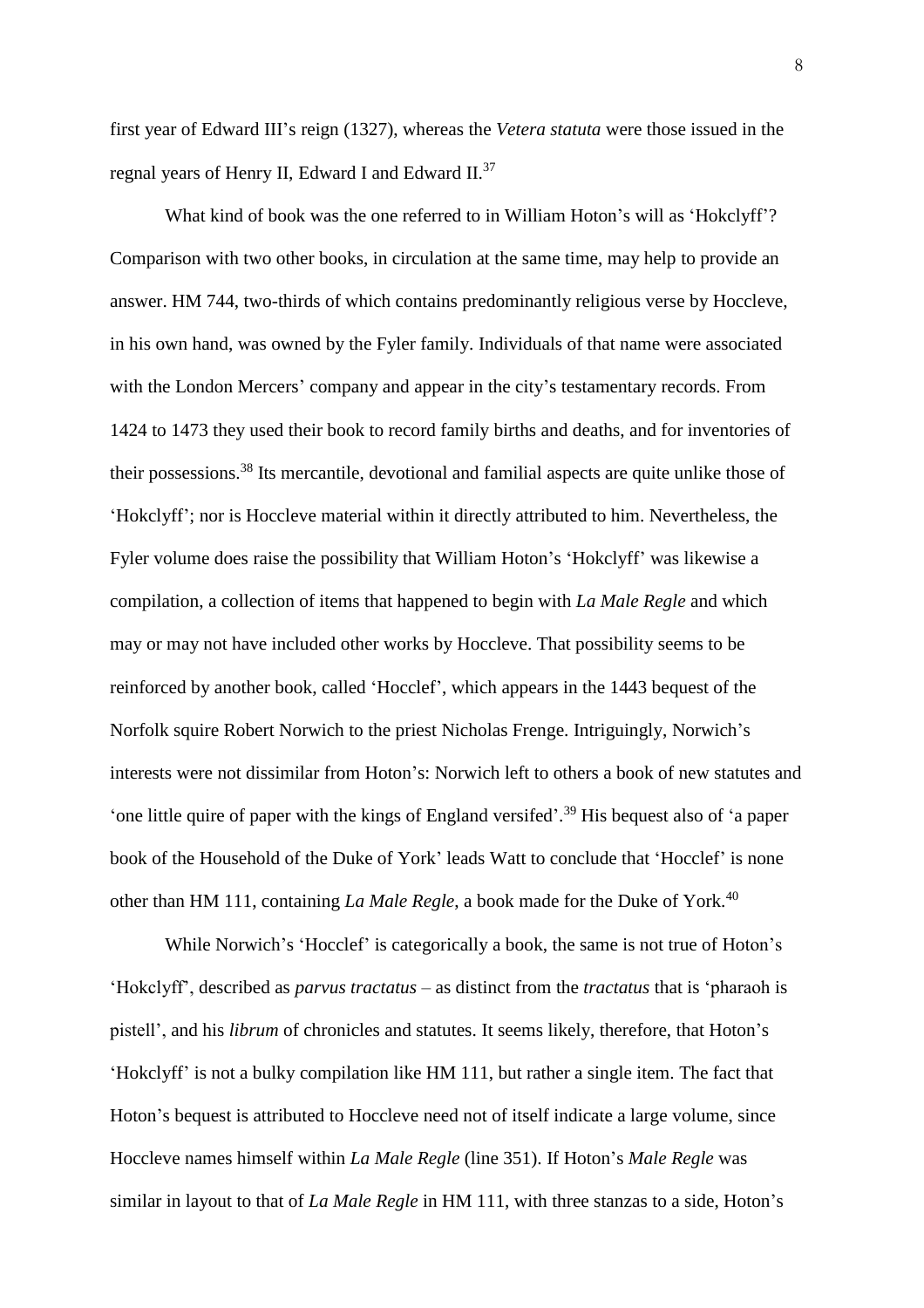first year of Edward III's reign (1327), whereas the *Vetera statuta* were those issued in the regnal years of Henry II, Edward I and Edward II.[37]

What kind of book was the one referred to in William Hoton's will as 'Hokclyff'? Comparison with two other books, in circulation at the same time, may help to provide an answer. HM 744, two-thirds of which contains predominantly religious verse by Hoccleve, in his own hand, was owned by the Fyler family. Individuals of that name were associated with the London Mercers' company and appear in the city's testamentary records. From 1424 to 1473 they used their book to record family births and deaths, and for inventories of their possessions.[38] Its mercantile, devotional and familial aspects are quite unlike those of 'Hokclyff'; nor is Hoccleve material within it directly attributed to him. Nevertheless, the Fyler volume does raise the possibility that William Hoton's 'Hokclyff' was likewise a compilation, a collection of items that happened to begin with *La Male Regle* and which may or may not have included other works by Hoccleve. That possibility seems to be reinforced by another book, called 'Hocclef', which appears in the 1443 bequest of the Norfolk squire Robert Norwich to the priest Nicholas Frenge. Intriguingly, Norwich's interests were not dissimilar from Hoton's: Norwich left to others a book of new statutes and 'one little quire of paper with the kings of England versifed'.[39] His bequest also of 'a paper book of the Household of the Duke of York' leads Watt to conclude that 'Hocclef' is none other than HM 111, containing *La Male Regle*, a book made for the Duke of York.[40]

While Norwich's 'Hocclef' is categorically a book, the same is not true of Hoton's 'Hokclyff", described as *parvus tractatus* – as distinct from the *tractatus* that is 'pharaoh is pistell', and his *librum* of chronicles and statutes. It seems likely, therefore, that Hoton's 'Hokclyff' is not a bulky compilation like HM 111, but rather a single item. The fact that Hoton's bequest is attributed to Hoccleve need not of itself indicate a large volume, since Hoccleve names himself within *La Male Regle* (line 351). If Hoton's *Male Regle* was similar in layout to that of *La Male Regle* in HM 111, with three stanzas to a side, Hoton's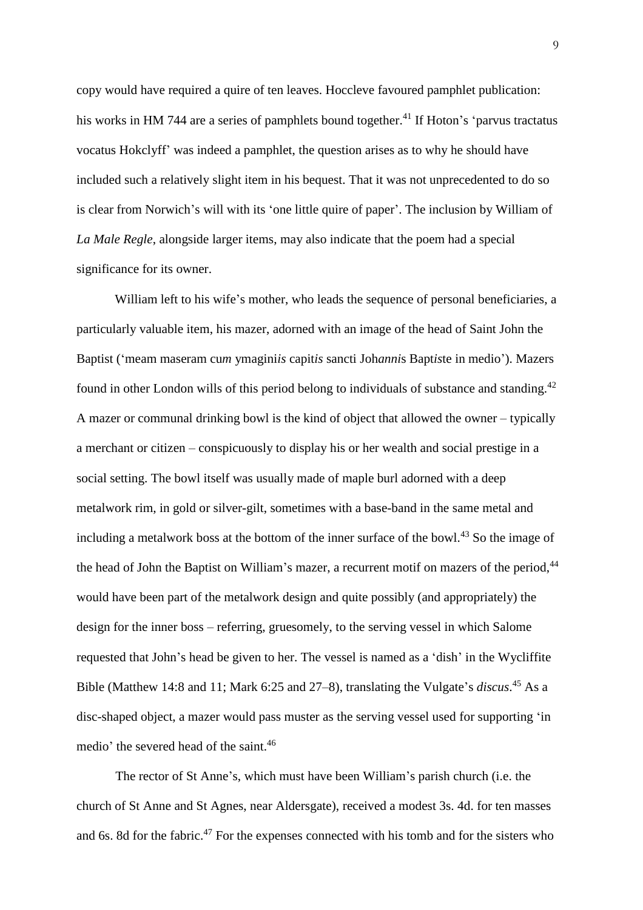copy would have required a quire of ten leaves. Hoccleve favoured pamphlet publication: his works in HM 744 are a series of pamphlets bound together.[41] If Hoton's 'parvus tractatus vocatus Hokclyff' was indeed a pamphlet, the question arises as to why he should have included such a relatively slight item in his bequest. That it was not unprecedented to do so is clear from Norwich's will with its 'one little quire of paper'. The inclusion by William of *La Male Regle*, alongside larger items, may also indicate that the poem had a special significance for its owner.

William left to his wife's mother, who leads the sequence of personal beneficiaries, a particularly valuable item, his mazer, adorned with an image of the head of Saint John the Baptist ('meam maseram cu*m* ymagini*is* capit*is* sancti Joh*anni*s Bapt*is*te in medio'). Mazers found in other London wills of this period belong to individuals of substance and standing.[42] A mazer or communal drinking bowl is the kind of object that allowed the owner – typically a merchant or citizen – conspicuously to display his or her wealth and social prestige in a social setting. The bowl itself was usually made of maple burl adorned with a deep metalwork rim, in gold or silver-gilt, sometimes with a base-band in the same metal and including a metalwork boss at the bottom of the inner surface of the bowl.[43] So the image of the head of John the Baptist on William's mazer, a recurrent motif on mazers of the period,[44] would have been part of the metalwork design and quite possibly (and appropriately) the design for the inner boss – referring, gruesomely, to the serving vessel in which Salome requested that John's head be given to her. The vessel is named as a 'dish' in the Wycliffite Bible (Matthew 14:8 and 11; Mark 6:25 and 27–8), translating the Vulgate's *discus*.[45] As a disc-shaped object, a mazer would pass muster as the serving vessel used for supporting 'in medio' the severed head of the saint.[46]

The rector of St Anne's, which must have been William's parish church (i.e. the church of St Anne and St Agnes, near Aldersgate), received a modest 3s. 4d. for ten masses and 6s. 8d for the fabric.[47] For the expenses connected with his tomb and for the sisters who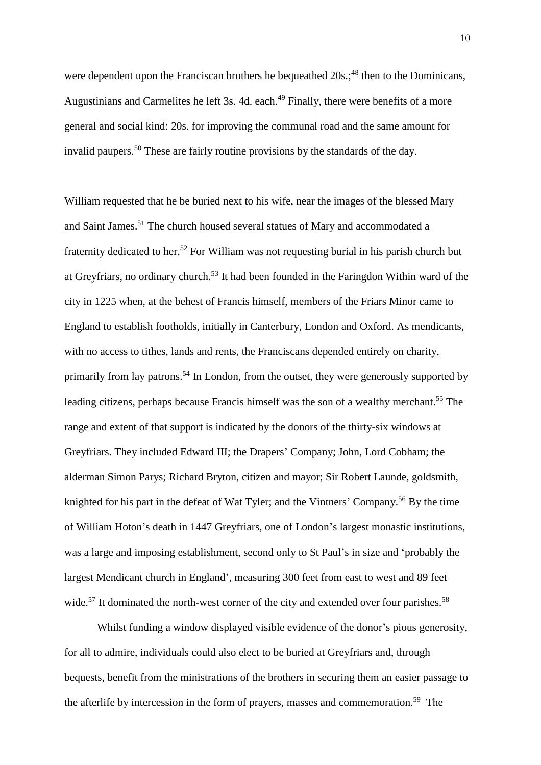were dependent upon the Franciscan brothers he bequeathed 20s.;[48] then to the Dominicans, Augustinians and Carmelites he left 3s. 4d. each.[49] Finally, there were benefits of a more general and social kind: 20s. for improving the communal road and the same amount for invalid paupers.[50] These are fairly routine provisions by the standards of the day.

William requested that he be buried next to his wife, near the images of the blessed Mary and Saint James.[51] The church housed several statues of Mary and accommodated a fraternity dedicated to her.[52] For William was not requesting burial in his parish church but at Greyfriars, no ordinary church.[53] It had been founded in the Faringdon Within ward of the city in 1225 when, at the behest of Francis himself, members of the Friars Minor came to England to establish footholds, initially in Canterbury, London and Oxford. As mendicants, with no access to tithes, lands and rents, the Franciscans depended entirely on charity, primarily from lay patrons.[54] In London, from the outset, they were generously supported by leading citizens, perhaps because Francis himself was the son of a wealthy merchant.[55] The range and extent of that support is indicated by the donors of the thirty-six windows at Greyfriars. They included Edward III; the Drapers' Company; John, Lord Cobham; the alderman Simon Parys; Richard Bryton, citizen and mayor; Sir Robert Launde, goldsmith, knighted for his part in the defeat of Wat Tyler; and the Vintners' Company.[56] By the time of William Hoton's death in 1447 Greyfriars, one of London's largest monastic institutions, was a large and imposing establishment, second only to St Paul's in size and 'probably the largest Mendicant church in England', measuring 300 feet from east to west and 89 feet wide.[57] It dominated the north-west corner of the city and extended over four parishes.[58]

Whilst funding a window displayed visible evidence of the donor's pious generosity, for all to admire, individuals could also elect to be buried at Greyfriars and, through bequests, benefit from the ministrations of the brothers in securing them an easier passage to the afterlife by intercession in the form of prayers, masses and commemoration.[59] The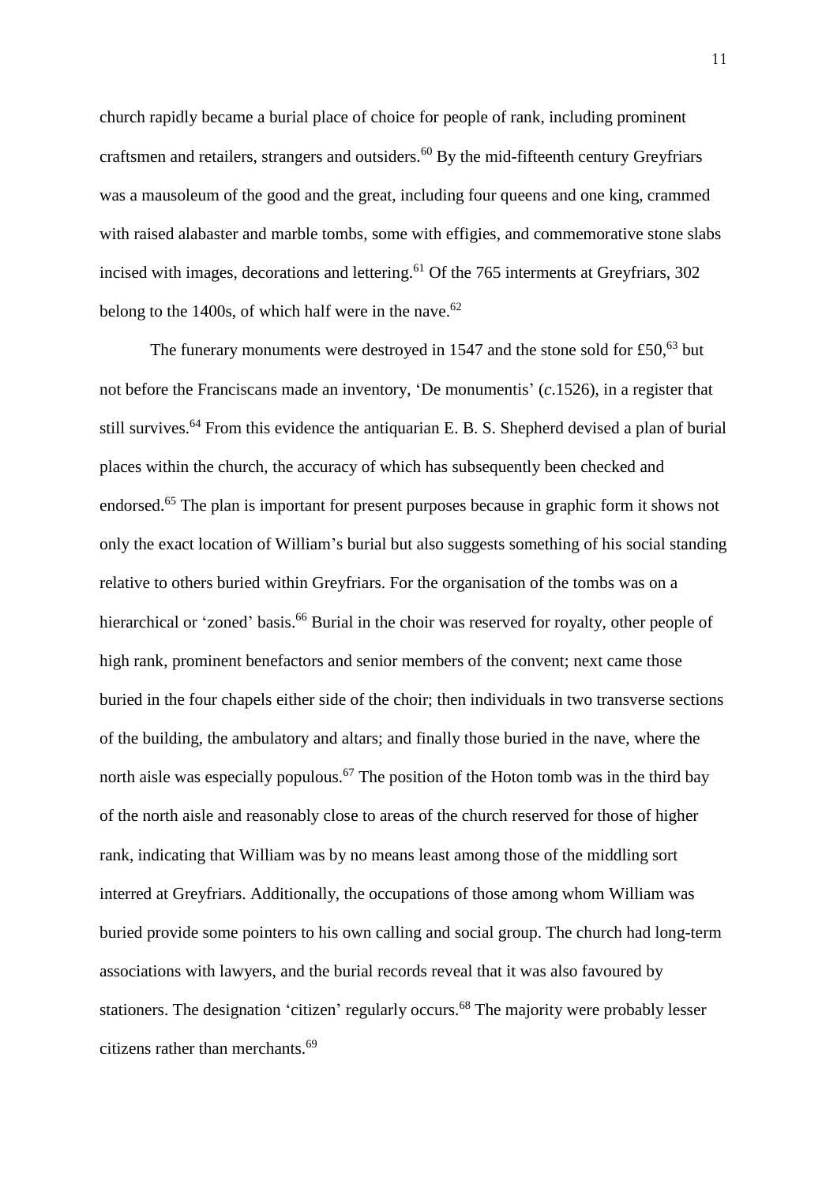church rapidly became a burial place of choice for people of rank, including prominent craftsmen and retailers, strangers and outsiders.[60] By the mid-fifteenth century Greyfriars was a mausoleum of the good and the great, including four queens and one king, crammed with raised alabaster and marble tombs, some with effigies, and commemorative stone slabs incised with images, decorations and lettering.[61] Of the 765 interments at Greyfriars, 302 belong to the 1400s, of which half were in the nave.[62]

The funerary monuments were destroyed in 1547 and the stone sold for £50,[63] but not before the Franciscans made an inventory, 'De monumentis' (*c*.1526), in a register that still survives.[64] From this evidence the antiquarian E. B. S. Shepherd devised a plan of burial places within the church, the accuracy of which has subsequently been checked and endorsed.[65] The plan is important for present purposes because in graphic form it shows not only the exact location of William's burial but also suggests something of his social standing relative to others buried within Greyfriars. For the organisation of the tombs was on a hierarchical or 'zoned' basis.[66] Burial in the choir was reserved for royalty, other people of high rank, prominent benefactors and senior members of the convent; next came those buried in the four chapels either side of the choir; then individuals in two transverse sections of the building, the ambulatory and altars; and finally those buried in the nave, where the north aisle was especially populous.[67] The position of the Hoton tomb was in the third bay of the north aisle and reasonably close to areas of the church reserved for those of higher rank, indicating that William was by no means least among those of the middling sort interred at Greyfriars. Additionally, the occupations of those among whom William was buried provide some pointers to his own calling and social group. The church had long-term associations with lawyers, and the burial records reveal that it was also favoured by stationers. The designation 'citizen' regularly occurs.[68] The majority were probably lesser citizens rather than merchants.[69]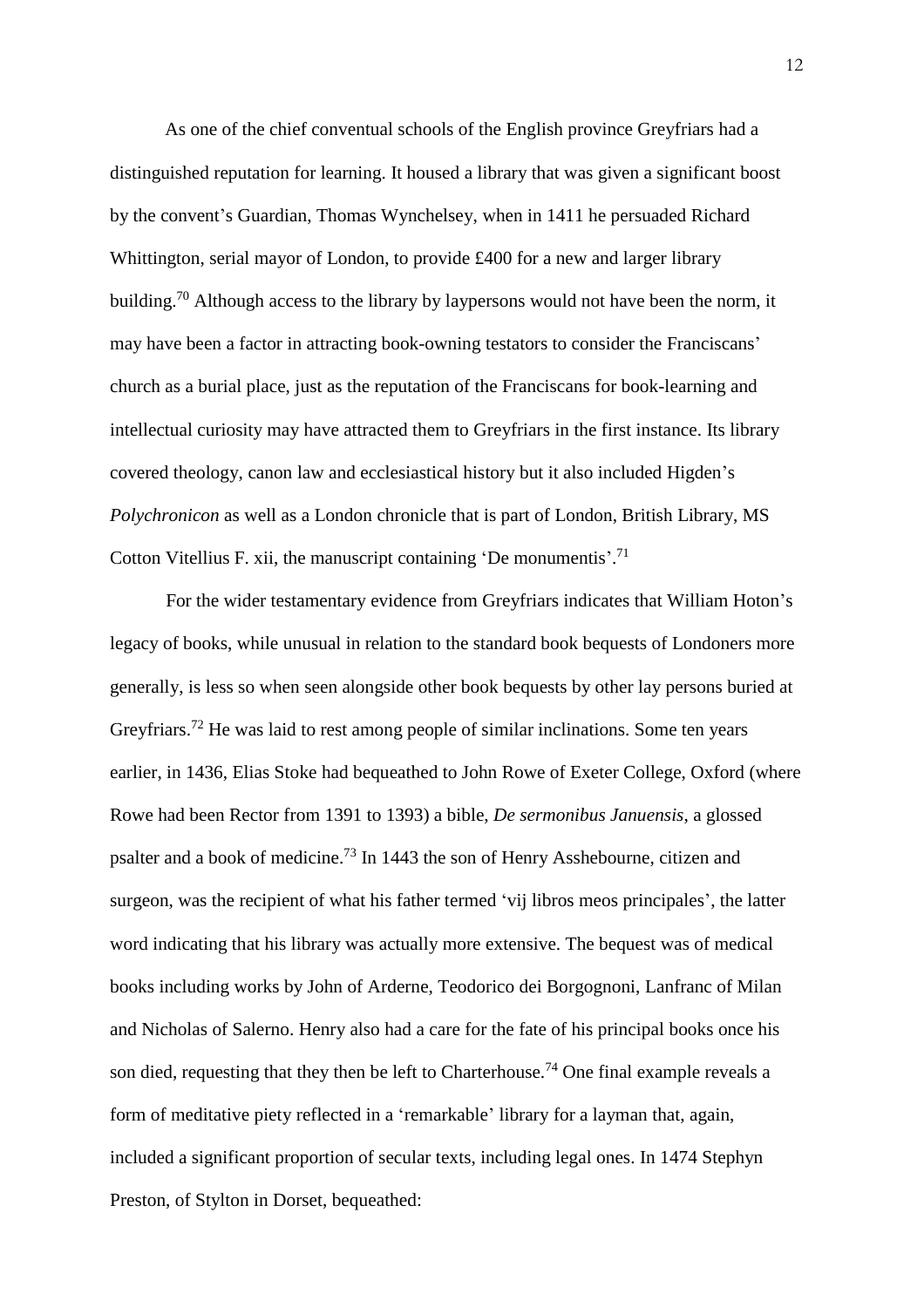As one of the chief conventual schools of the English province Greyfriars had a distinguished reputation for learning. It housed a library that was given a significant boost by the convent's Guardian, Thomas Wynchelsey, when in 1411 he persuaded Richard Whittington, serial mayor of London, to provide £400 for a new and larger library building.[70] Although access to the library by laypersons would not have been the norm, it may have been a factor in attracting book-owning testators to consider the Franciscans' church as a burial place, just as the reputation of the Franciscans for book-learning and intellectual curiosity may have attracted them to Greyfriars in the first instance. Its library covered theology, canon law and ecclesiastical history but it also included Higden's *Polychronicon* as well as a London chronicle that is part of London, British Library, MS Cotton Vitellius F. xii, the manuscript containing 'De monumentis'.[71]

For the wider testamentary evidence from Greyfriars indicates that William Hoton's legacy of books, while unusual in relation to the standard book bequests of Londoners more generally, is less so when seen alongside other book bequests by other lay persons buried at Greyfriars.[72] He was laid to rest among people of similar inclinations. Some ten years earlier, in 1436, Elias Stoke had bequeathed to John Rowe of Exeter College, Oxford (where Rowe had been Rector from 1391 to 1393) a bible, *De sermonibus Januensis*, a glossed psalter and a book of medicine.[73] In 1443 the son of Henry Asshebourne, citizen and surgeon, was the recipient of what his father termed 'vij libros meos principales', the latter word indicating that his library was actually more extensive. The bequest was of medical books including works by John of Arderne, Teodorico dei Borgognoni, Lanfranc of Milan and Nicholas of Salerno. Henry also had a care for the fate of his principal books once his son died, requesting that they then be left to Charterhouse.[74] One final example reveals a form of meditative piety reflected in a 'remarkable' library for a layman that, again, included a significant proportion of secular texts, including legal ones. In 1474 Stephyn Preston, of Stylton in Dorset, bequeathed: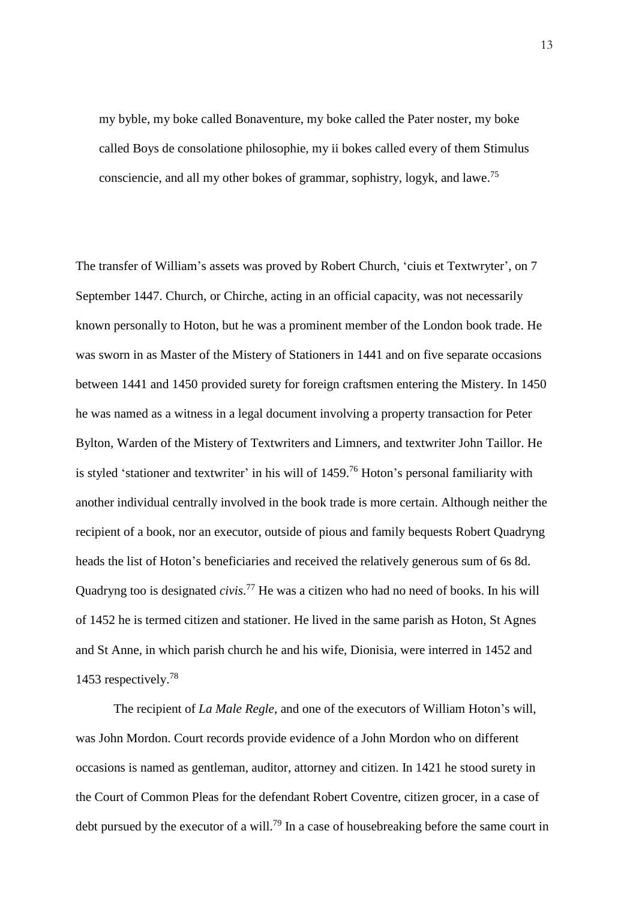> my byble, my boke called Bonaventure, my boke called the Pater noster, my boke called Boys de consolatione philosophie, my ii bokes called every of them Stimulus consciencie, and all my other bokes of grammar, sophistry, logyk, and lawe.[75]

The transfer of William's assets was proved by Robert Church, 'ciuis et Textwryter', on 7 September 1447. Church, or Chirche, acting in an official capacity, was not necessarily known personally to Hoton, but he was a prominent member of the London book trade. He was sworn in as Master of the Mistery of Stationers in 1441 and on five separate occasions between 1441 and 1450 provided surety for foreign craftsmen entering the Mistery. In 1450 he was named as a witness in a legal document involving a property transaction for Peter Bylton, Warden of the Mistery of Textwriters and Limners, and textwriter John Taillor. He is styled 'stationer and textwriter' in his will of 1459.[76] Hoton's personal familiarity with another individual centrally involved in the book trade is more certain. Although neither the recipient of a book, nor an executor, outside of pious and family bequests Robert Quadryng heads the list of Hoton's beneficiaries and received the relatively generous sum of 6s 8d. Quadryng too is designated *civis*.[77] He was a citizen who had no need of books. In his will of 1452 he is termed citizen and stationer. He lived in the same parish as Hoton, St Agnes and St Anne, in which parish church he and his wife, Dionisia, were interred in 1452 and 1453 respectively.[78]

The recipient of *La Male Regle*, and one of the executors of William Hoton's will, was John Mordon. Court records provide evidence of a John Mordon who on different occasions is named as gentleman, auditor, attorney and citizen. In 1421 he stood surety in the Court of Common Pleas for the defendant Robert Coventre, citizen grocer, in a case of debt pursued by the executor of a will.[79] In a case of housebreaking before the same court in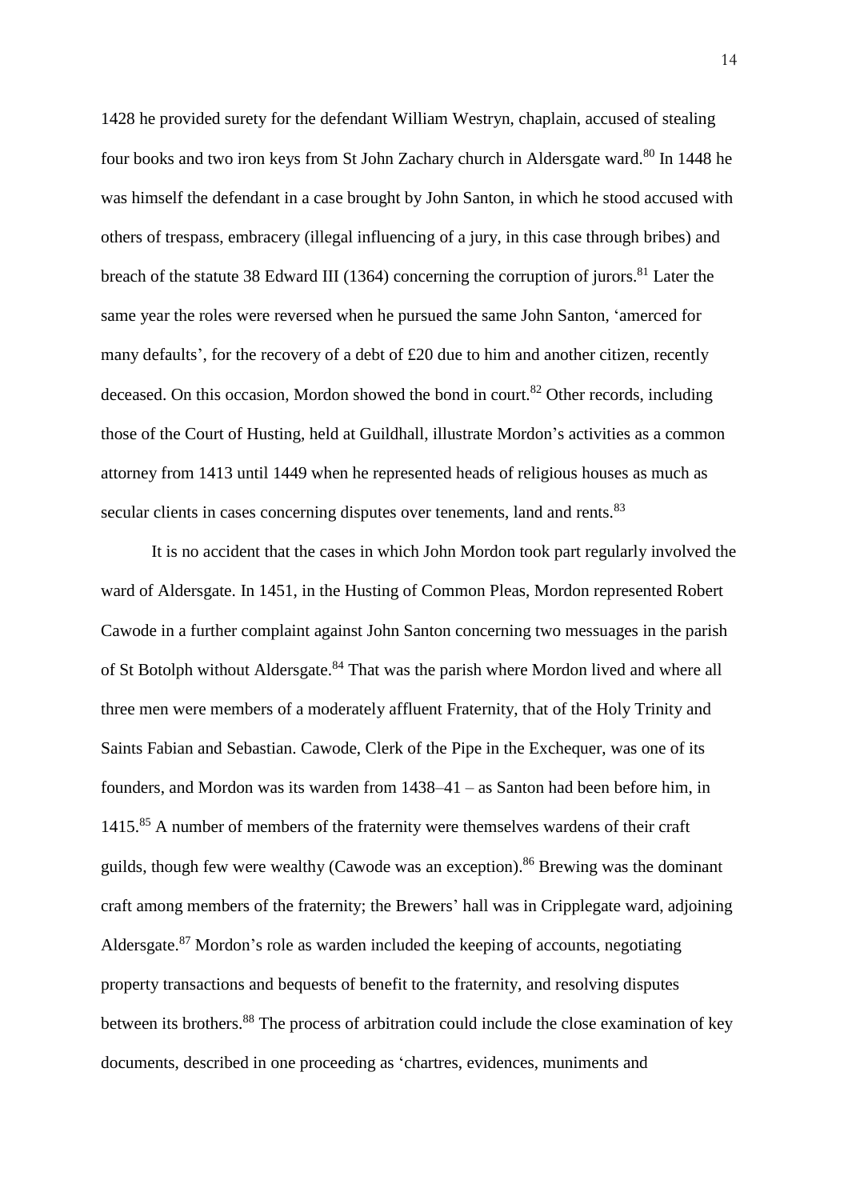1428 he provided surety for the defendant William Westryn, chaplain, accused of stealing four books and two iron keys from St John Zachary church in Aldersgate ward.[80] In 1448 he was himself the defendant in a case brought by John Santon, in which he stood accused with others of trespass, embracery (illegal influencing of a jury, in this case through bribes) and breach of the statute 38 Edward III (1364) concerning the corruption of jurors.[81] Later the same year the roles were reversed when he pursued the same John Santon, 'amerced for many defaults', for the recovery of a debt of £20 due to him and another citizen, recently deceased. On this occasion, Mordon showed the bond in court.[82] Other records, including those of the Court of Husting, held at Guildhall, illustrate Mordon's activities as a common attorney from 1413 until 1449 when he represented heads of religious houses as much as secular clients in cases concerning disputes over tenements, land and rents.[83]

It is no accident that the cases in which John Mordon took part regularly involved the ward of Aldersgate. In 1451, in the Husting of Common Pleas, Mordon represented Robert Cawode in a further complaint against John Santon concerning two messuages in the parish of St Botolph without Aldersgate.[84] That was the parish where Mordon lived and where all three men were members of a moderately affluent Fraternity, that of the Holy Trinity and Saints Fabian and Sebastian. Cawode, Clerk of the Pipe in the Exchequer, was one of its founders, and Mordon was its warden from 1438–41 – as Santon had been before him, in 1415.[85] A number of members of the fraternity were themselves wardens of their craft guilds, though few were wealthy (Cawode was an exception).[86] Brewing was the dominant craft among members of the fraternity; the Brewers' hall was in Cripplegate ward, adjoining Aldersgate.[87] Mordon's role as warden included the keeping of accounts, negotiating property transactions and bequests of benefit to the fraternity, and resolving disputes between its brothers.[88] The process of arbitration could include the close examination of key documents, described in one proceeding as 'chartres, evidences, muniments and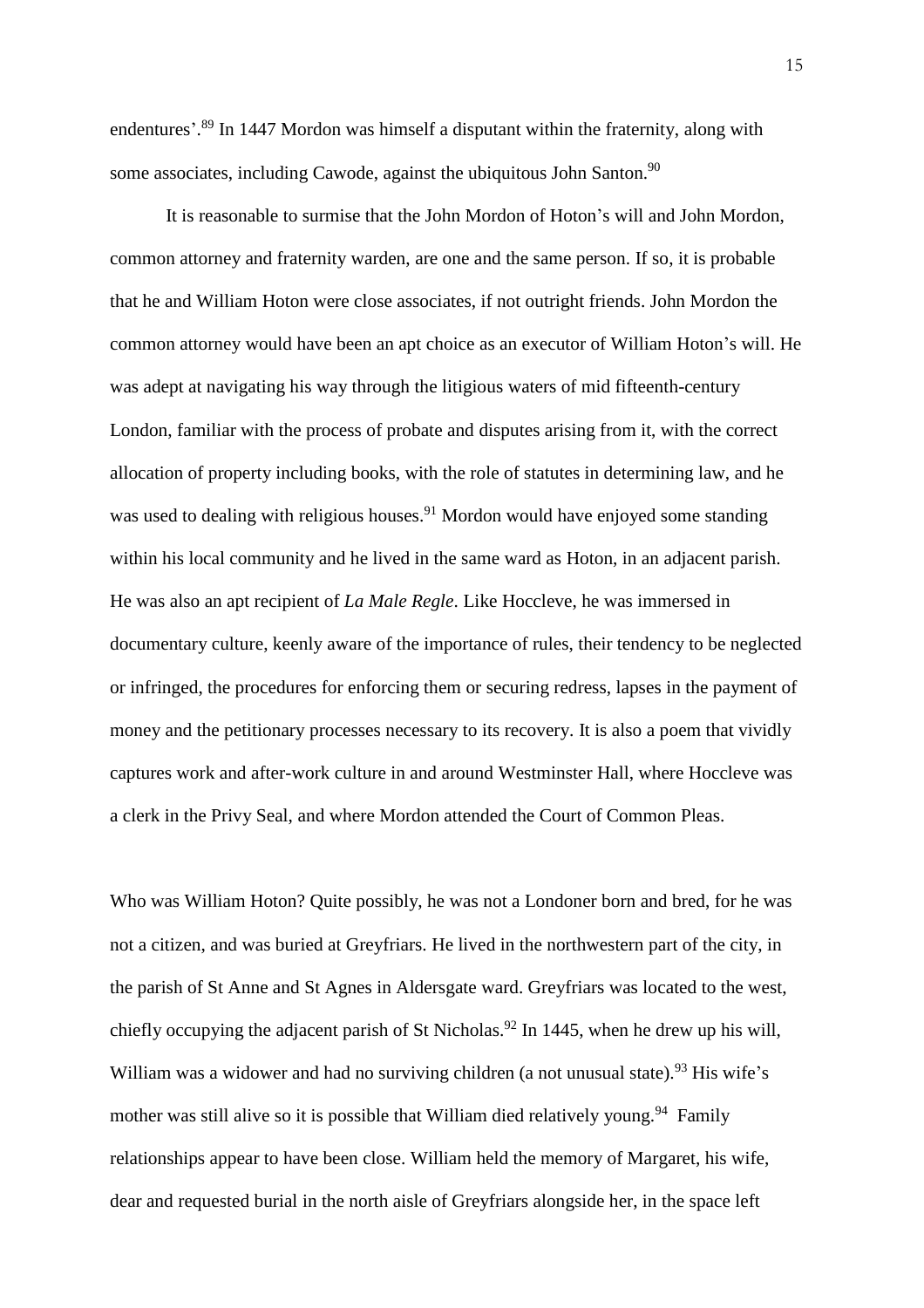endentures'.[89] In 1447 Mordon was himself a disputant within the fraternity, along with some associates, including Cawode, against the ubiquitous John Santon.[90]

It is reasonable to surmise that the John Mordon of Hoton's will and John Mordon, common attorney and fraternity warden, are one and the same person. If so, it is probable that he and William Hoton were close associates, if not outright friends. John Mordon the common attorney would have been an apt choice as an executor of William Hoton's will. He was adept at navigating his way through the litigious waters of mid fifteenth-century London, familiar with the process of probate and disputes arising from it, with the correct allocation of property including books, with the role of statutes in determining law, and he was used to dealing with religious houses.[91] Mordon would have enjoyed some standing within his local community and he lived in the same ward as Hoton, in an adjacent parish. He was also an apt recipient of *La Male Regle*. Like Hoccleve, he was immersed in documentary culture, keenly aware of the importance of rules, their tendency to be neglected or infringed, the procedures for enforcing them or securing redress, lapses in the payment of money and the petitionary processes necessary to its recovery. It is also a poem that vividly captures work and after-work culture in and around Westminster Hall, where Hoccleve was a clerk in the Privy Seal, and where Mordon attended the Court of Common Pleas.

Who was William Hoton? Quite possibly, he was not a Londoner born and bred, for he was not a citizen, and was buried at Greyfriars. He lived in the northwestern part of the city, in the parish of St Anne and St Agnes in Aldersgate ward. Greyfriars was located to the west, chiefly occupying the adjacent parish of St Nicholas.[92] In 1445, when he drew up his will, William was a widower and had no surviving children (a not unusual state).[93] His wife's mother was still alive so it is possible that William died relatively young.[94] Family relationships appear to have been close. William held the memory of Margaret, his wife, dear and requested burial in the north aisle of Greyfriars alongside her, in the space left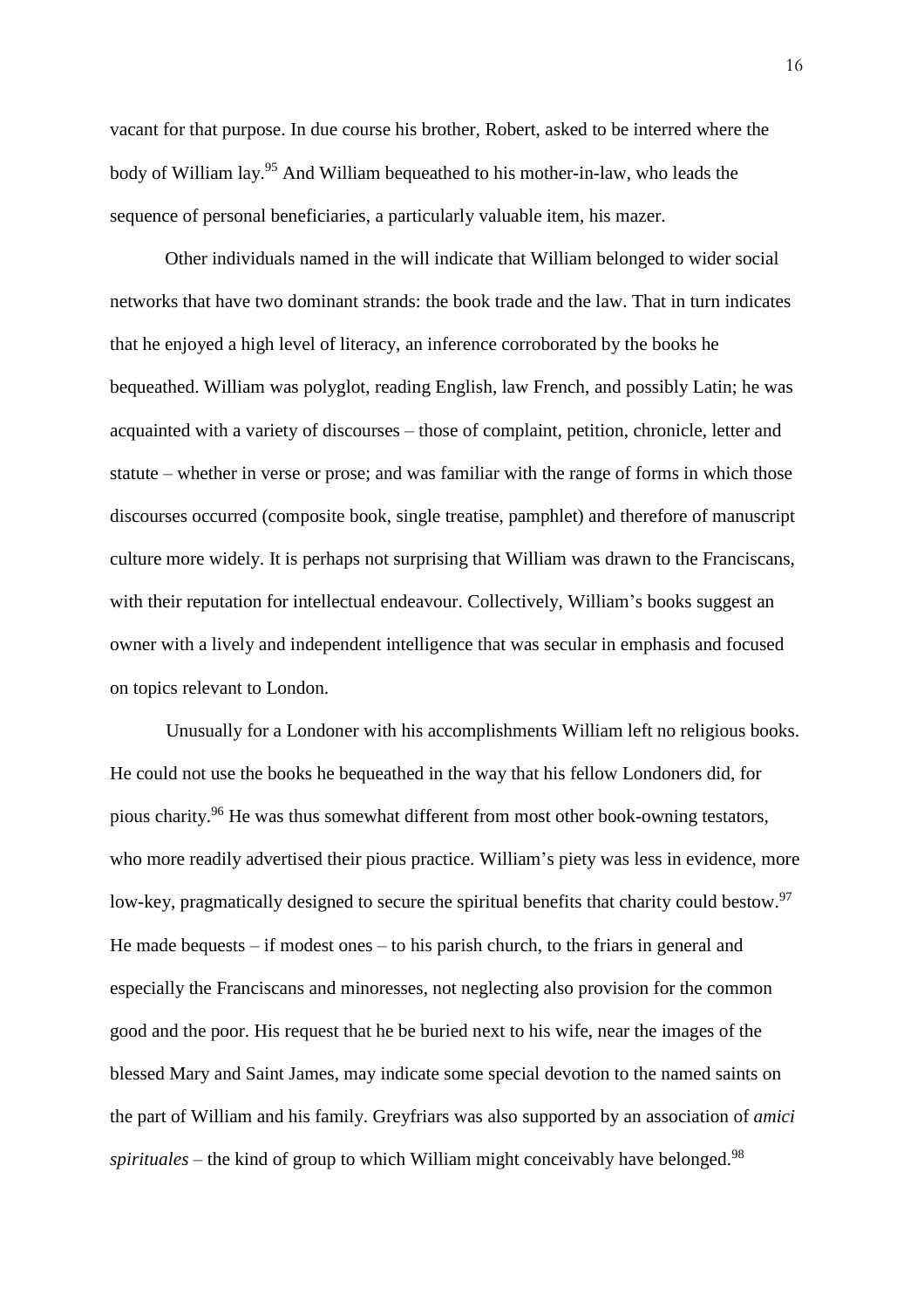vacant for that purpose. In due course his brother, Robert, asked to be interred where the body of William lay.[95] And William bequeathed to his mother-in-law, who leads the sequence of personal beneficiaries, a particularly valuable item, his mazer.

Other individuals named in the will indicate that William belonged to wider social networks that have two dominant strands: the book trade and the law. That in turn indicates that he enjoyed a high level of literacy, an inference corroborated by the books he bequeathed. William was polyglot, reading English, law French, and possibly Latin; he was acquainted with a variety of discourses – those of complaint, petition, chronicle, letter and statute – whether in verse or prose; and was familiar with the range of forms in which those discourses occurred (composite book, single treatise, pamphlet) and therefore of manuscript culture more widely. It is perhaps not surprising that William was drawn to the Franciscans, with their reputation for intellectual endeavour. Collectively, William's books suggest an owner with a lively and independent intelligence that was secular in emphasis and focused on topics relevant to London.

Unusually for a Londoner with his accomplishments William left no religious books. He could not use the books he bequeathed in the way that his fellow Londoners did, for pious charity.[96] He was thus somewhat different from most other book-owning testators, who more readily advertised their pious practice. William's piety was less in evidence, more low-key, pragmatically designed to secure the spiritual benefits that charity could bestow.[97] He made bequests – if modest ones – to his parish church, to the friars in general and especially the Franciscans and minoresses, not neglecting also provision for the common good and the poor. His request that he be buried next to his wife, near the images of the blessed Mary and Saint James, may indicate some special devotion to the named saints on the part of William and his family. Greyfriars was also supported by an association of *amici spirituales* – the kind of group to which William might conceivably have belonged.[98]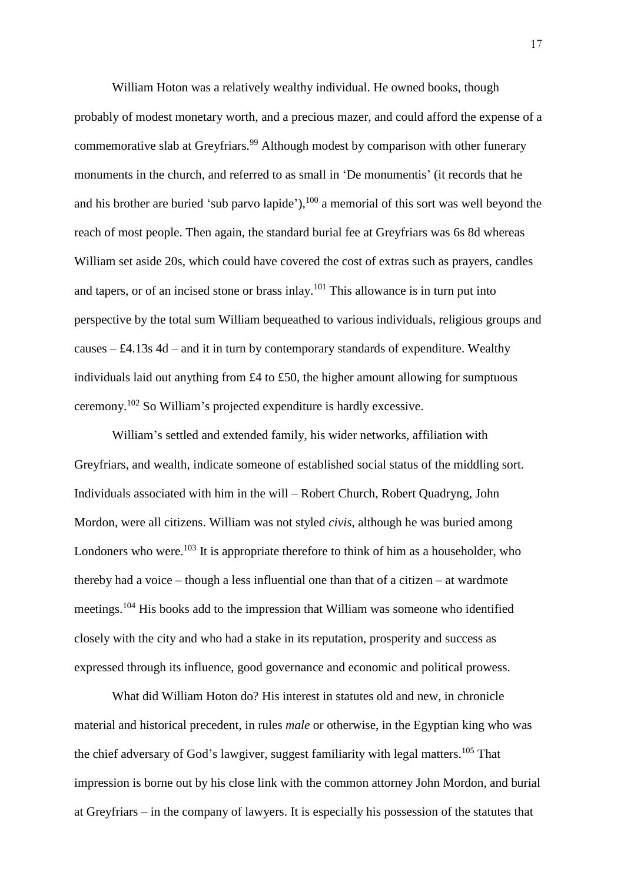William Hoton was a relatively wealthy individual. He owned books, though probably of modest monetary worth, and a precious mazer, and could afford the expense of a commemorative slab at Greyfriars.[99] Although modest by comparison with other funerary monuments in the church, and referred to as small in 'De monumentis' (it records that he and his brother are buried 'sub parvo lapide'),[100] a memorial of this sort was well beyond the reach of most people. Then again, the standard burial fee at Greyfriars was 6s 8d whereas William set aside 20s, which could have covered the cost of extras such as prayers, candles and tapers, or of an incised stone or brass inlay.[101] This allowance is in turn put into perspective by the total sum William bequeathed to various individuals, religious groups and causes – £4.13s 4d – and it in turn by contemporary standards of expenditure. Wealthy individuals laid out anything from £4 to £50, the higher amount allowing for sumptuous ceremony.[102] So William's projected expenditure is hardly excessive.

William's settled and extended family, his wider networks, affiliation with Greyfriars, and wealth, indicate someone of established social status of the middling sort. Individuals associated with him in the will – Robert Church, Robert Quadryng, John Mordon, were all citizens. William was not styled *civis*, although he was buried among Londoners who were.[103] It is appropriate therefore to think of him as a householder, who thereby had a voice – though a less influential one than that of a citizen – at wardmote meetings.[104] His books add to the impression that William was someone who identified closely with the city and who had a stake in its reputation, prosperity and success as expressed through its influence, good governance and economic and political prowess.

What did William Hoton do? His interest in statutes old and new, in chronicle material and historical precedent, in rules *male* or otherwise, in the Egyptian king who was the chief adversary of God's lawgiver, suggest familiarity with legal matters.[105] That impression is borne out by his close link with the common attorney John Mordon, and burial at Greyfriars – in the company of lawyers. It is especially his possession of the statutes that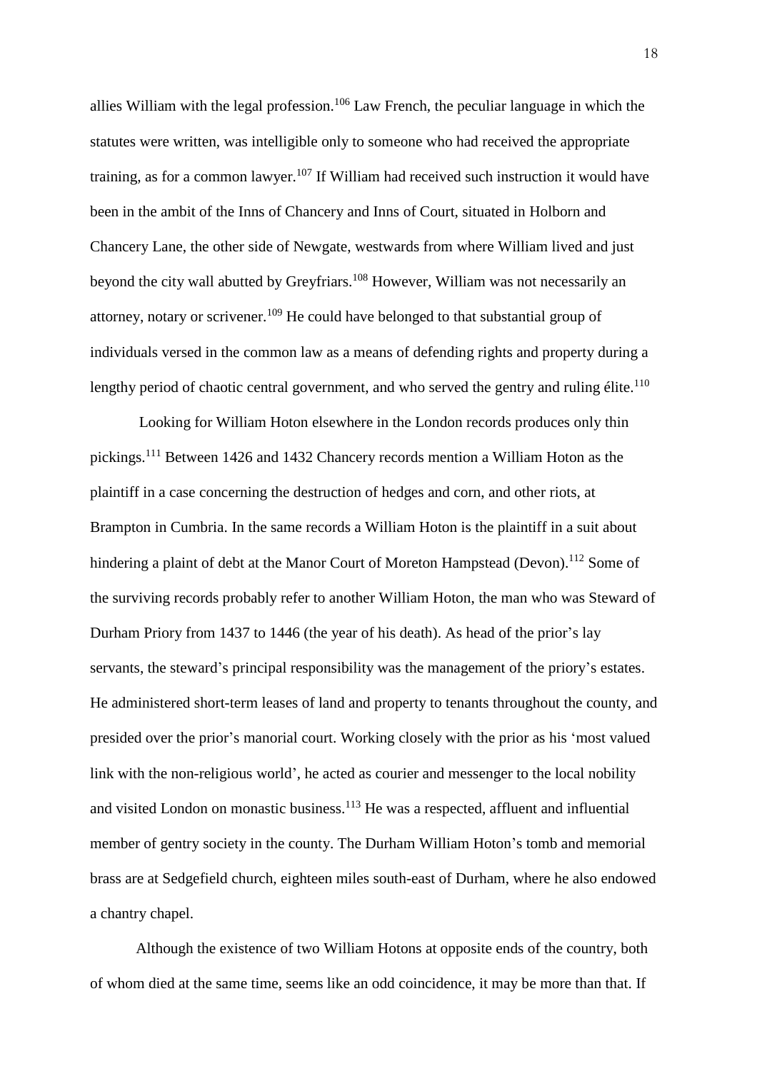allies William with the legal profession.[106] Law French, the peculiar language in which the statutes were written, was intelligible only to someone who had received the appropriate training, as for a common lawyer.[107] If William had received such instruction it would have been in the ambit of the Inns of Chancery and Inns of Court, situated in Holborn and Chancery Lane, the other side of Newgate, westwards from where William lived and just beyond the city wall abutted by Greyfriars.[108] However, William was not necessarily an attorney, notary or scrivener.[109] He could have belonged to that substantial group of individuals versed in the common law as a means of defending rights and property during a lengthy period of chaotic central government, and who served the gentry and ruling élite.[110]

Looking for William Hoton elsewhere in the London records produces only thin pickings.[111] Between 1426 and 1432 Chancery records mention a William Hoton as the plaintiff in a case concerning the destruction of hedges and corn, and other riots, at Brampton in Cumbria. In the same records a William Hoton is the plaintiff in a suit about hindering a plaint of debt at the Manor Court of Moreton Hampstead (Devon).[112] Some of the surviving records probably refer to another William Hoton, the man who was Steward of Durham Priory from 1437 to 1446 (the year of his death). As head of the prior's lay servants, the steward's principal responsibility was the management of the priory's estates. He administered short-term leases of land and property to tenants throughout the county, and presided over the prior's manorial court. Working closely with the prior as his 'most valued link with the non-religious world', he acted as courier and messenger to the local nobility and visited London on monastic business.[113] He was a respected, affluent and influential member of gentry society in the county. The Durham William Hoton's tomb and memorial brass are at Sedgefield church, eighteen miles south-east of Durham, where he also endowed a chantry chapel.

Although the existence of two William Hotons at opposite ends of the country, both of whom died at the same time, seems like an odd coincidence, it may be more than that. If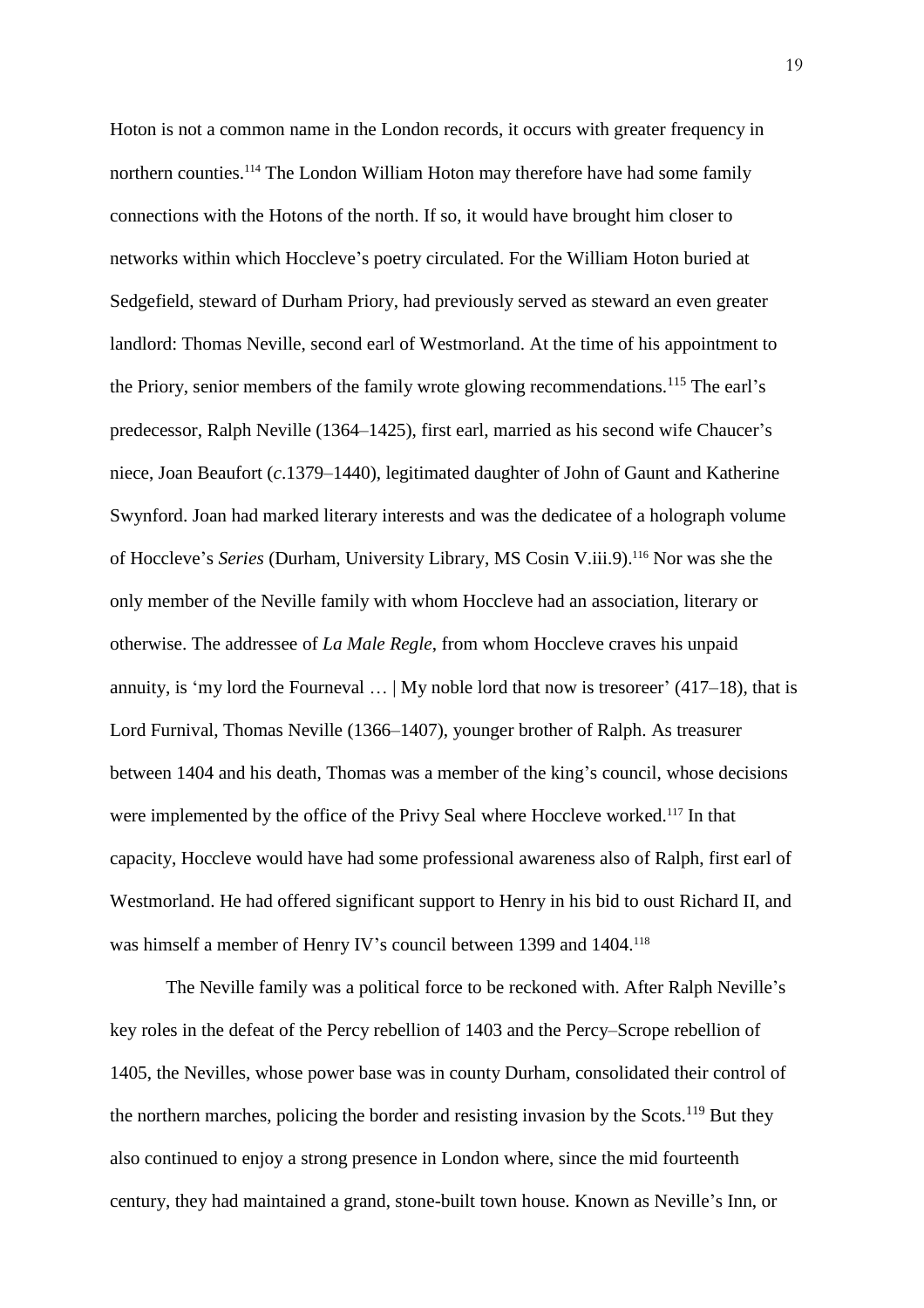Hoton is not a common name in the London records, it occurs with greater frequency in northern counties.[114] The London William Hoton may therefore have had some family connections with the Hotons of the north. If so, it would have brought him closer to networks within which Hoccleve's poetry circulated. For the William Hoton buried at Sedgefield, steward of Durham Priory, had previously served as steward an even greater landlord: Thomas Neville, second earl of Westmorland. At the time of his appointment to the Priory, senior members of the family wrote glowing recommendations.[115] The earl's predecessor, Ralph Neville (1364–1425), first earl, married as his second wife Chaucer's niece, Joan Beaufort (*c*.1379–1440), legitimated daughter of John of Gaunt and Katherine Swynford. Joan had marked literary interests and was the dedicatee of a holograph volume of Hoccleve's *Series* (Durham, University Library, MS Cosin V.iii.9).[116] Nor was she the only member of the Neville family with whom Hoccleve had an association, literary or otherwise. The addressee of *La Male Regle*, from whom Hoccleve craves his unpaid annuity, is 'my lord the Fourneval … | My noble lord that now is tresoreer' (417–18), that is Lord Furnival, Thomas Neville (1366–1407), younger brother of Ralph. As treasurer between 1404 and his death, Thomas was a member of the king's council, whose decisions were implemented by the office of the Privy Seal where Hoccleve worked.[117] In that capacity, Hoccleve would have had some professional awareness also of Ralph, first earl of Westmorland. He had offered significant support to Henry in his bid to oust Richard II, and was himself a member of Henry IV's council between 1399 and 1404.[118]

The Neville family was a political force to be reckoned with. After Ralph Neville's key roles in the defeat of the Percy rebellion of 1403 and the Percy–Scrope rebellion of 1405, the Nevilles, whose power base was in county Durham, consolidated their control of the northern marches, policing the border and resisting invasion by the Scots.[119] But they also continued to enjoy a strong presence in London where, since the mid fourteenth century, they had maintained a grand, stone-built town house. Known as Neville's Inn, or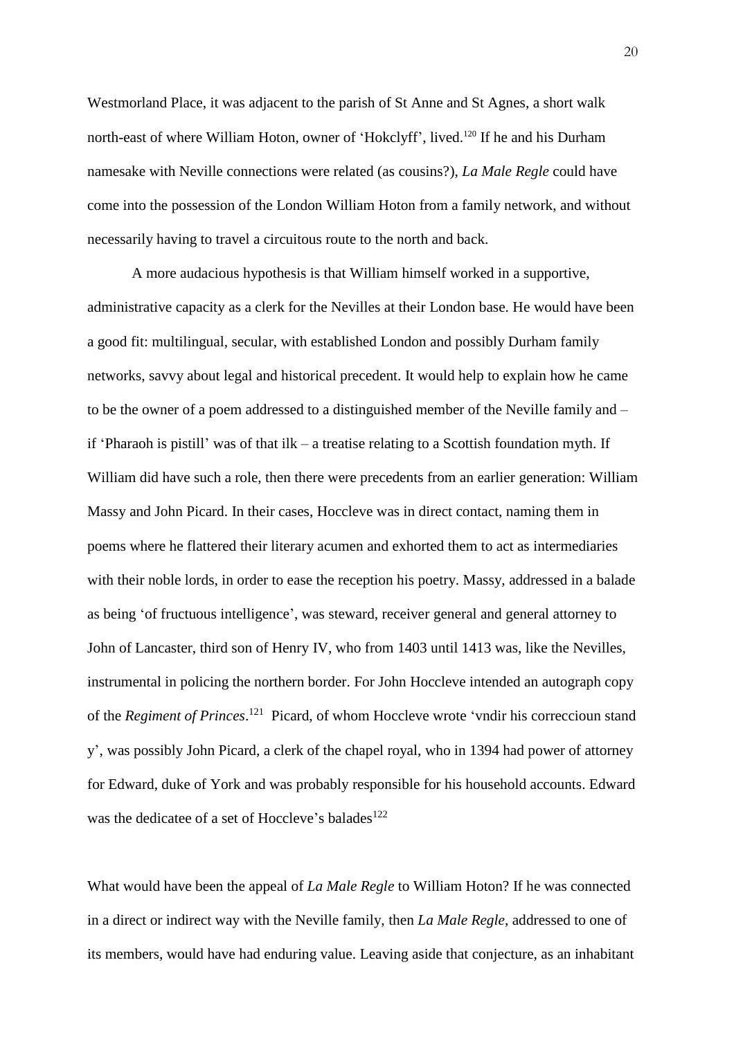Westmorland Place, it was adjacent to the parish of St Anne and St Agnes, a short walk north-east of where William Hoton, owner of 'Hokclyff', lived.[120] If he and his Durham namesake with Neville connections were related (as cousins?), *La Male Regle* could have come into the possession of the London William Hoton from a family network, and without necessarily having to travel a circuitous route to the north and back.

A more audacious hypothesis is that William himself worked in a supportive, administrative capacity as a clerk for the Nevilles at their London base. He would have been a good fit: multilingual, secular, with established London and possibly Durham family networks, savvy about legal and historical precedent. It would help to explain how he came to be the owner of a poem addressed to a distinguished member of the Neville family and – if 'Pharaoh is pistill' was of that ilk – a treatise relating to a Scottish foundation myth. If William did have such a role, then there were precedents from an earlier generation: William Massy and John Picard. In their cases, Hoccleve was in direct contact, naming them in poems where he flattered their literary acumen and exhorted them to act as intermediaries with their noble lords, in order to ease the reception his poetry. Massy, addressed in a balade as being 'of fructuous intelligence', was steward, receiver general and general attorney to John of Lancaster, third son of Henry IV, who from 1403 until 1413 was, like the Nevilles, instrumental in policing the northern border. For John Hoccleve intended an autograph copy of the *Regiment of Princes*.[121] Picard, of whom Hoccleve wrote 'vndir his correccioun stand y', was possibly John Picard, a clerk of the chapel royal, who in 1394 had power of attorney for Edward, duke of York and was probably responsible for his household accounts. Edward was the dedicatee of a set of Hoccleve's balades[122]

What would have been the appeal of *La Male Regle* to William Hoton? If he was connected in a direct or indirect way with the Neville family, then *La Male Regle*, addressed to one of its members, would have had enduring value. Leaving aside that conjecture, as an inhabitant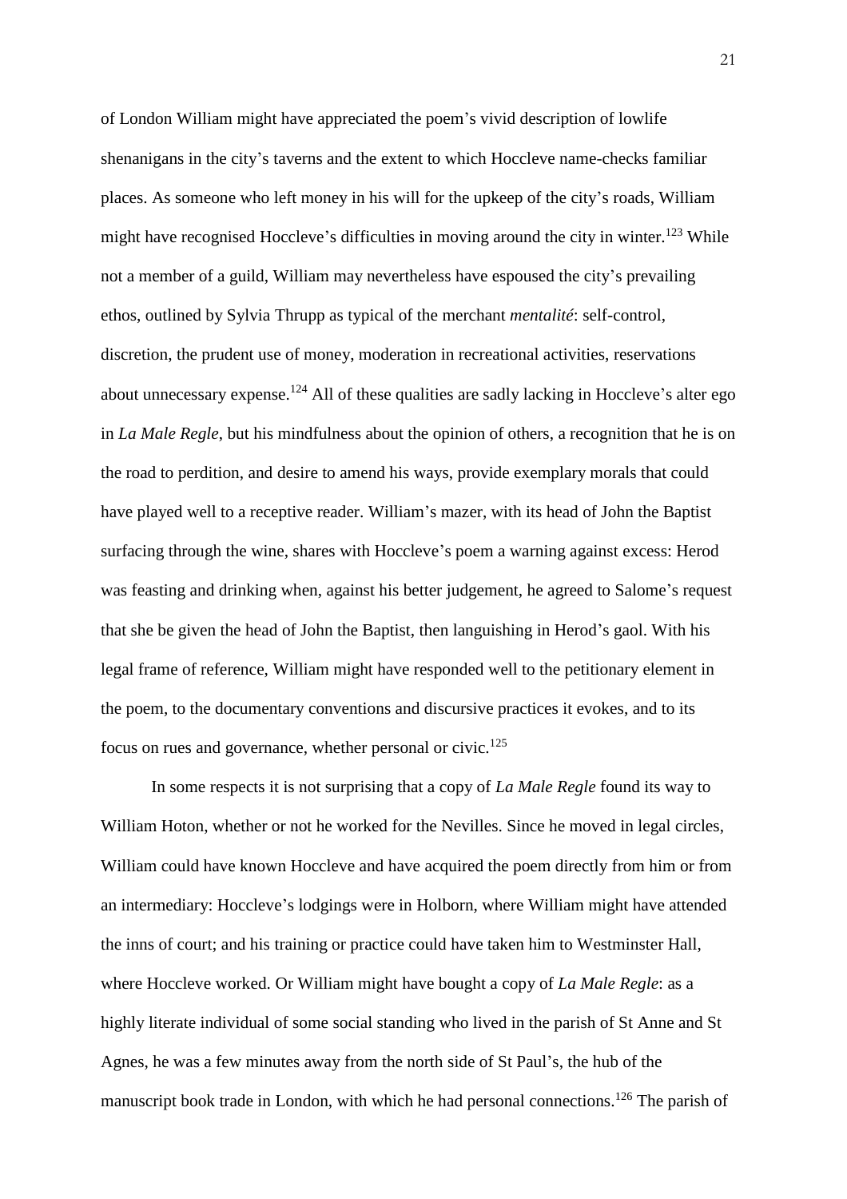of London William might have appreciated the poem's vivid description of lowlife shenanigans in the city's taverns and the extent to which Hoccleve name-checks familiar places. As someone who left money in his will for the upkeep of the city's roads, William might have recognised Hoccleve's difficulties in moving around the city in winter.[123] While not a member of a guild, William may nevertheless have espoused the city's prevailing ethos, outlined by Sylvia Thrupp as typical of the merchant *mentalité*: self-control, discretion, the prudent use of money, moderation in recreational activities, reservations about unnecessary expense.[124] All of these qualities are sadly lacking in Hoccleve's alter ego in *La Male Regle*, but his mindfulness about the opinion of others, a recognition that he is on the road to perdition, and desire to amend his ways, provide exemplary morals that could have played well to a receptive reader. William's mazer, with its head of John the Baptist surfacing through the wine, shares with Hoccleve's poem a warning against excess: Herod was feasting and drinking when, against his better judgement, he agreed to Salome's request that she be given the head of John the Baptist, then languishing in Herod's gaol. With his legal frame of reference, William might have responded well to the petitionary element in the poem, to the documentary conventions and discursive practices it evokes, and to its focus on rues and governance, whether personal or civic.[125]

In some respects it is not surprising that a copy of *La Male Regle* found its way to William Hoton, whether or not he worked for the Nevilles. Since he moved in legal circles, William could have known Hoccleve and have acquired the poem directly from him or from an intermediary: Hoccleve's lodgings were in Holborn, where William might have attended the inns of court; and his training or practice could have taken him to Westminster Hall, where Hoccleve worked. Or William might have bought a copy of *La Male Regle*: as a highly literate individual of some social standing who lived in the parish of St Anne and St Agnes, he was a few minutes away from the north side of St Paul's, the hub of the manuscript book trade in London, with which he had personal connections.[126] The parish of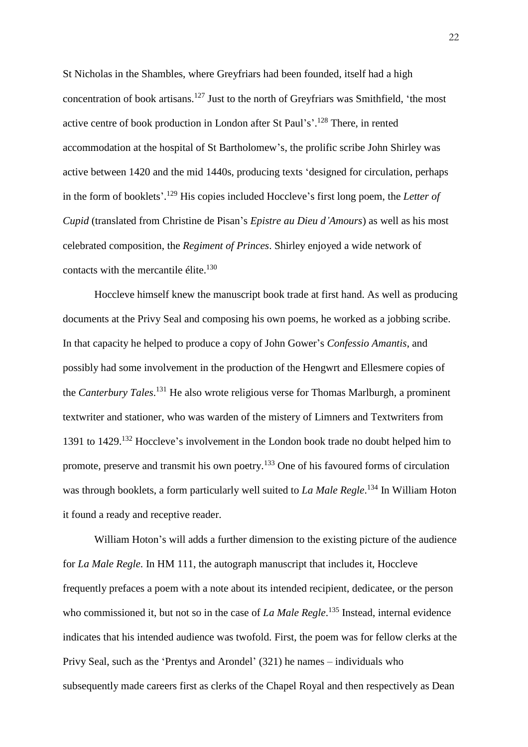St Nicholas in the Shambles, where Greyfriars had been founded, itself had a high concentration of book artisans.[127] Just to the north of Greyfriars was Smithfield, 'the most active centre of book production in London after St Paul's'.[128] There, in rented accommodation at the hospital of St Bartholomew's, the prolific scribe John Shirley was active between 1420 and the mid 1440s, producing texts 'designed for circulation, perhaps in the form of booklets'.[129] His copies included Hoccleve's first long poem, the *Letter of Cupid* (translated from Christine de Pisan's *Epistre au Dieu d'Amours*) as well as his most celebrated composition, the *Regiment of Princes*. Shirley enjoyed a wide network of contacts with the mercantile élite.[130]

Hoccleve himself knew the manuscript book trade at first hand. As well as producing documents at the Privy Seal and composing his own poems, he worked as a jobbing scribe. In that capacity he helped to produce a copy of John Gower's *Confessio Amantis*, and possibly had some involvement in the production of the Hengwrt and Ellesmere copies of the *Canterbury Tales*.[131] He also wrote religious verse for Thomas Marlburgh, a prominent textwriter and stationer, who was warden of the mistery of Limners and Textwriters from 1391 to 1429.[132] Hoccleve's involvement in the London book trade no doubt helped him to promote, preserve and transmit his own poetry.[133] One of his favoured forms of circulation was through booklets, a form particularly well suited to *La Male Regle*.[134] In William Hoton it found a ready and receptive reader.

William Hoton's will adds a further dimension to the existing picture of the audience for *La Male Regle.* In HM 111, the autograph manuscript that includes it, Hoccleve frequently prefaces a poem with a note about its intended recipient, dedicatee, or the person who commissioned it, but not so in the case of *La Male Regle*.[135] Instead, internal evidence indicates that his intended audience was twofold. First, the poem was for fellow clerks at the Privy Seal, such as the 'Prentys and Arondel' (321) he names – individuals who subsequently made careers first as clerks of the Chapel Royal and then respectively as Dean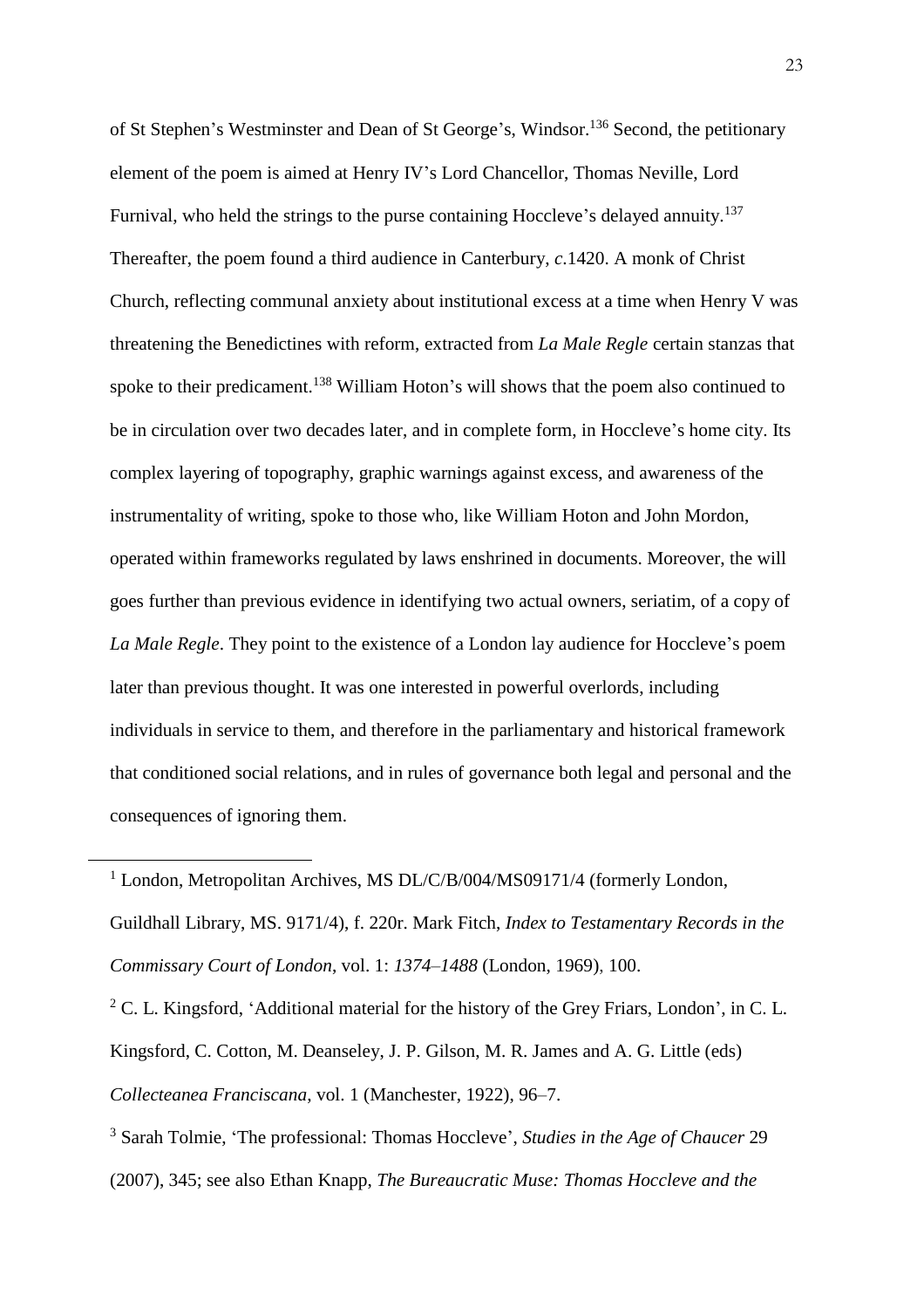of St Stephen's Westminster and Dean of St George's, Windsor.[136] Second, the petitionary element of the poem is aimed at Henry IV's Lord Chancellor, Thomas Neville, Lord Furnival, who held the strings to the purse containing Hoccleve's delayed annuity.[137] Thereafter, the poem found a third audience in Canterbury, *c*.1420. A monk of Christ Church, reflecting communal anxiety about institutional excess at a time when Henry V was threatening the Benedictines with reform, extracted from *La Male Regle* certain stanzas that spoke to their predicament.[138] William Hoton's will shows that the poem also continued to be in circulation over two decades later, and in complete form, in Hoccleve's home city. Its complex layering of topography, graphic warnings against excess, and awareness of the instrumentality of writing, spoke to those who, like William Hoton and John Mordon, operated within frameworks regulated by laws enshrined in documents. Moreover, the will goes further than previous evidence in identifying two actual owners, seriatim, of a copy of *La Male Regle*. They point to the existence of a London lay audience for Hoccleve's poem later than previous thought. It was one interested in powerful overlords, including individuals in service to them, and therefore in the parliamentary and historical framework that conditioned social relations, and in rules of governance both legal and personal and the consequences of ignoring them.

---

[1] London, Metropolitan Archives, MS DL/C/B/004/MS09171/4 (formerly London, Guildhall Library, MS. 9171/4), f. 220r. Mark Fitch, *Index to Testamentary Records in the Commissary Court of London*, vol. 1: *1374–1488* (London, 1969), 100.

[2] C. L. Kingsford, 'Additional material for the history of the Grey Friars, London', in C. L. Kingsford, C. Cotton, M. Deanseley, J. P. Gilson, M. R. James and A. G. Little (eds) *Collecteanea Franciscana*, vol. 1 (Manchester, 1922), 96–7.

[3] Sarah Tolmie, 'The professional: Thomas Hoccleve', *Studies in the Age of Chaucer* 29 (2007), 345; see also Ethan Knapp, *The Bureaucratic Muse: Thomas Hoccleve and the*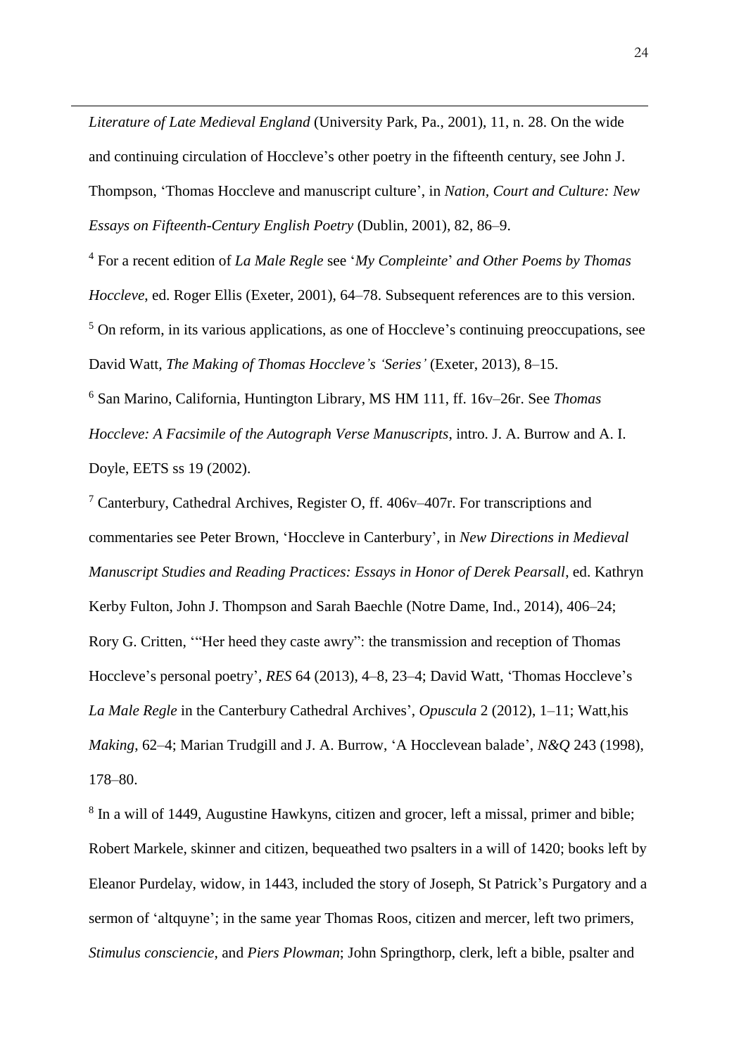*Literature of Late Medieval England* (University Park, Pa., 2001), 11, n. 28. On the wide and continuing circulation of Hoccleve's other poetry in the fifteenth century, see John J. Thompson, 'Thomas Hoccleve and manuscript culture', in *Nation, Court and Culture: New Essays on Fifteenth-Century English Poetry* (Dublin, 2001), 82, 86–9.

[4] For a recent edition of *La Male Regle* see '*My Compleinte*' *and Other Poems by Thomas Hoccleve*, ed. Roger Ellis (Exeter, 2001), 64–78. Subsequent references are to this version.

[5] On reform, in its various applications, as one of Hoccleve's continuing preoccupations, see David Watt, *The Making of Thomas Hoccleve's 'Series'* (Exeter, 2013), 8–15.

[6] San Marino, California, Huntington Library, MS HM 111, ff. 16v–26r. See *Thomas Hoccleve: A Facsimile of the Autograph Verse Manuscripts*, intro. J. A. Burrow and A. I. Doyle, EETS ss 19 (2002).

[7] Canterbury, Cathedral Archives, Register O, ff. 406v–407r. For transcriptions and commentaries see Peter Brown, 'Hoccleve in Canterbury', in *New Directions in Medieval Manuscript Studies and Reading Practices: Essays in Honor of Derek Pearsall*, ed. Kathryn Kerby Fulton, John J. Thompson and Sarah Baechle (Notre Dame, Ind., 2014), 406–24; Rory G. Critten, '"Her heed they caste awry": the transmission and reception of Thomas Hoccleve's personal poetry', *RES* 64 (2013), 4–8, 23–4; David Watt, 'Thomas Hoccleve's *La Male Regle* in the Canterbury Cathedral Archives', *Opuscula* 2 (2012), 1–11; Watt,his *Making*, 62–4; Marian Trudgill and J. A. Burrow, 'A Hocclevean balade', *N&Q* 243 (1998), 178–80.

[8] In a will of 1449, Augustine Hawkyns, citizen and grocer, left a missal, primer and bible; Robert Markele, skinner and citizen, bequeathed two psalters in a will of 1420; books left by Eleanor Purdelay, widow, in 1443, included the story of Joseph, St Patrick's Purgatory and a sermon of 'altquyne'; in the same year Thomas Roos, citizen and mercer, left two primers, *Stimulus consciencie*, and *Piers Plowman*; John Springthorp, clerk, left a bible, psalter and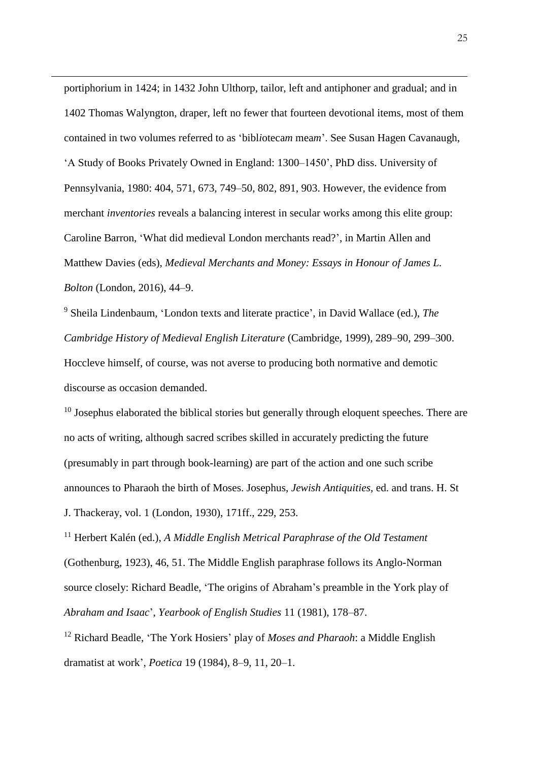portiphorium in 1424; in 1432 John Ulthorp, tailor, left and antiphoner and gradual; and in 1402 Thomas Walyngton, draper, left no fewer that fourteen devotional items, most of them contained in two volumes referred to as 'bibl*i*oteca*m* mea*m*'. See Susan Hagen Cavanaugh, 'A Study of Books Privately Owned in England: 1300–1450', PhD diss. University of Pennsylvania, 1980: 404, 571, 673, 749–50, 802, 891, 903. However, the evidence from merchant *inventories* reveals a balancing interest in secular works among this elite group: Caroline Barron, 'What did medieval London merchants read?', in Martin Allen and Matthew Davies (eds), *Medieval Merchants and Money: Essays in Honour of James L. Bolton* (London, 2016), 44–9.

[9] Sheila Lindenbaum, 'London texts and literate practice', in David Wallace (ed.), *The Cambridge History of Medieval English Literature* (Cambridge, 1999), 289–90, 299–300. Hoccleve himself, of course, was not averse to producing both normative and demotic discourse as occasion demanded.

[10] Josephus elaborated the biblical stories but generally through eloquent speeches. There are no acts of writing, although sacred scribes skilled in accurately predicting the future (presumably in part through book-learning) are part of the action and one such scribe announces to Pharaoh the birth of Moses. Josephus, *Jewish Antiquities*, ed. and trans. H. St J. Thackeray, vol. 1 (London, 1930), 171ff., 229, 253.

[11] Herbert Kalén (ed.), *A Middle English Metrical Paraphrase of the Old Testament* (Gothenburg, 1923), 46, 51. The Middle English paraphrase follows its Anglo-Norman source closely: Richard Beadle, 'The origins of Abraham's preamble in the York play of *Abraham and Isaac*', *Yearbook of English Studies* 11 (1981), 178–87.

[12] Richard Beadle, 'The York Hosiers' play of *Moses and Pharaoh*: a Middle English dramatist at work', *Poetica* 19 (1984), 8–9, 11, 20–1.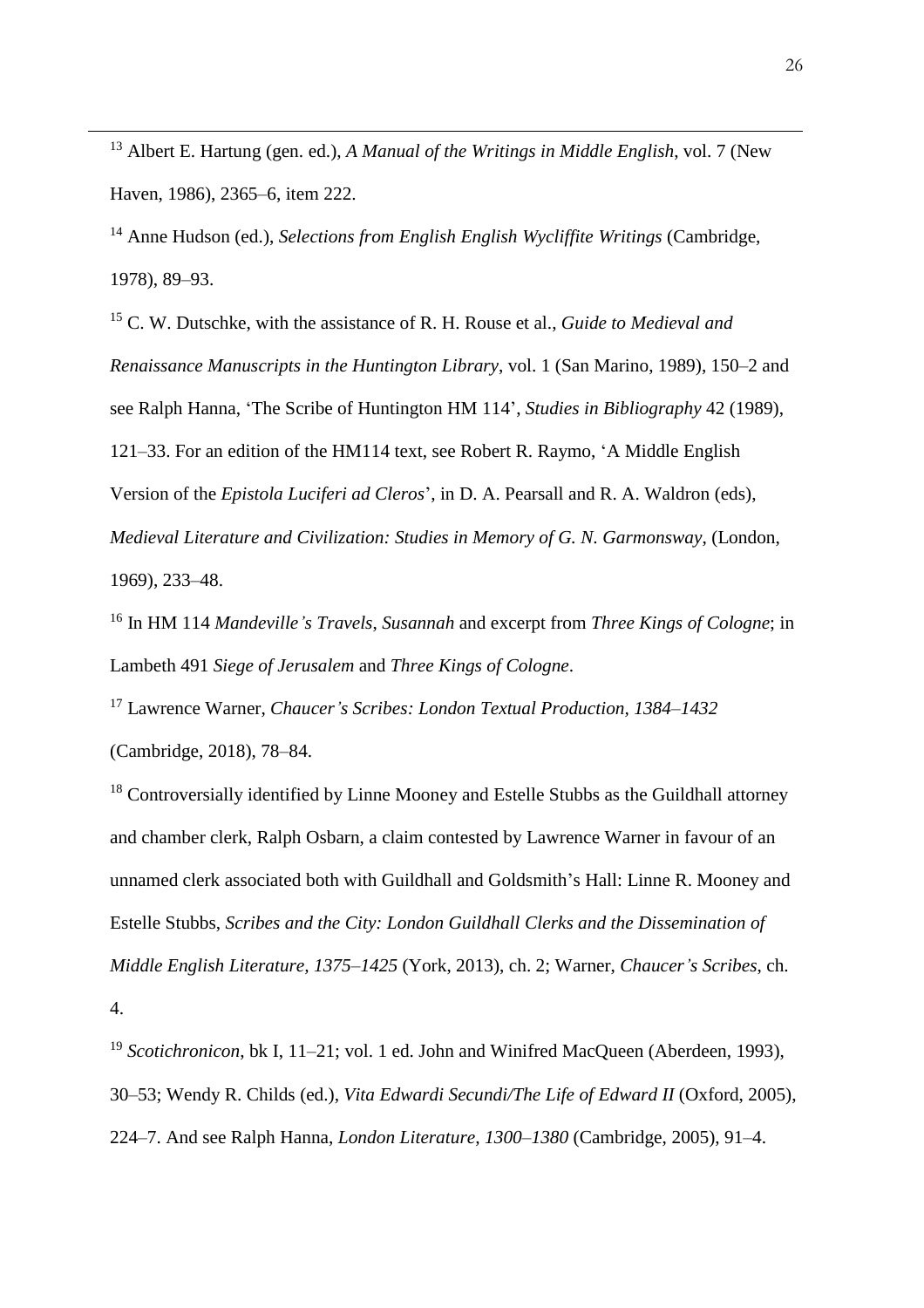[13] Albert E. Hartung (gen. ed.), *A Manual of the Writings in Middle English*, vol. 7 (New Haven, 1986), 2365–6, item 222.

[14] Anne Hudson (ed.), *Selections from English English Wycliffite Writings* (Cambridge, 1978), 89–93.

[15] C. W. Dutschke, with the assistance of R. H. Rouse et al., *Guide to Medieval and Renaissance Manuscripts in the Huntington Library*, vol. 1 (San Marino, 1989), 150–2 and see Ralph Hanna, 'The Scribe of Huntington HM 114', *Studies in Bibliography* 42 (1989), 121–33. For an edition of the HM114 text, see Robert R. Raymo, 'A Middle English Version of the *Epistola Luciferi ad Cleros*', in D. A. Pearsall and R. A. Waldron (eds), *Medieval Literature and Civilization: Studies in Memory of G. N. Garmonsway*, (London, 1969), 233–48.

[16] In HM 114 *Mandeville's Travels*, *Susannah* and excerpt from *Three Kings of Cologne*; in Lambeth 491 *Siege of Jerusalem* and *Three Kings of Cologne*.

[17] Lawrence Warner, *Chaucer's Scribes: London Textual Production, 1384–1432* (Cambridge, 2018), 78–84.

[18] Controversially identified by Linne Mooney and Estelle Stubbs as the Guildhall attorney and chamber clerk, Ralph Osbarn, a claim contested by Lawrence Warner in favour of an unnamed clerk associated both with Guildhall and Goldsmith's Hall: Linne R. Mooney and Estelle Stubbs, *Scribes and the City: London Guildhall Clerks and the Dissemination of Middle English Literature, 1375–1425* (York, 2013), ch. 2; Warner, *Chaucer's Scribes*, ch. 4.

[19] *Scotichronicon*, bk I, 11–21; vol. 1 ed. John and Winifred MacQueen (Aberdeen, 1993), 30–53; Wendy R. Childs (ed.), *Vita Edwardi Secundi/The Life of Edward II* (Oxford, 2005), 224–7. And see Ralph Hanna, *London Literature, 1300–1380* (Cambridge, 2005), 91–4.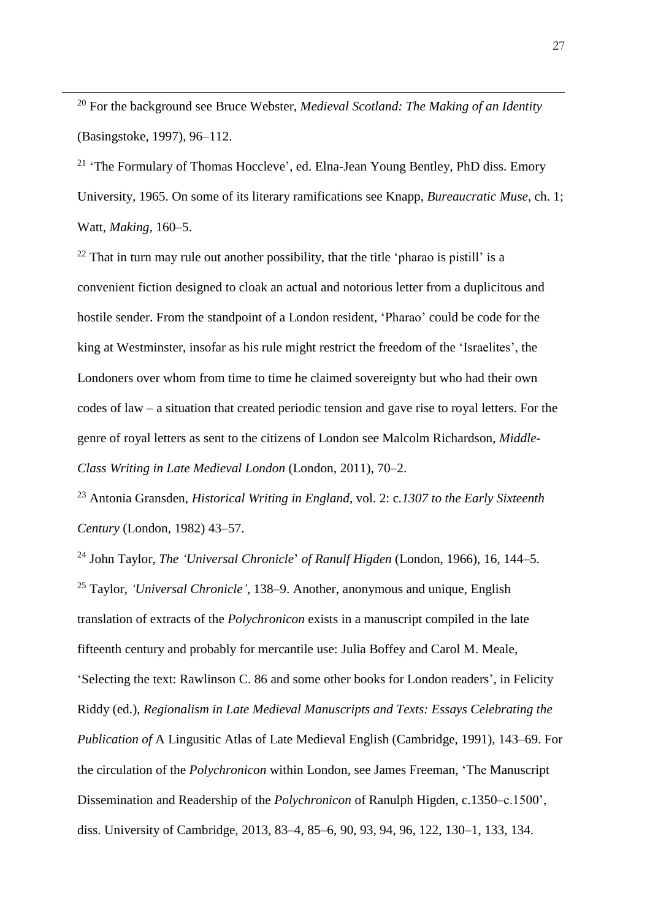[20] For the background see Bruce Webster, *Medieval Scotland: The Making of an Identity* (Basingstoke, 1997), 96–112.

[21] 'The Formulary of Thomas Hoccleve', ed. Elna-Jean Young Bentley, PhD diss. Emory University, 1965. On some of its literary ramifications see Knapp, *Bureaucratic Muse*, ch. 1; Watt, *Making*, 160–5.

[22] That in turn may rule out another possibility, that the title 'pharao is pistill' is a convenient fiction designed to cloak an actual and notorious letter from a duplicitous and hostile sender. From the standpoint of a London resident, 'Pharao' could be code for the king at Westminster, insofar as his rule might restrict the freedom of the 'Israelites', the Londoners over whom from time to time he claimed sovereignty but who had their own codes of law – a situation that created periodic tension and gave rise to royal letters. For the genre of royal letters as sent to the citizens of London see Malcolm Richardson, *Middle-Class Writing in Late Medieval London* (London, 2011), 70–2.

[23] Antonia Gransden, *Historical Writing in England*, vol. 2: c*.1307 to the Early Sixteenth Century* (London, 1982) 43–57.

[24] John Taylor, *The 'Universal Chronicle' of Ranulf Higden* (London, 1966), 16, 144–5.

[25] Taylor, *'Universal Chronicle'*, 138–9. Another, anonymous and unique, English translation of extracts of the *Polychronicon* exists in a manuscript compiled in the late fifteenth century and probably for mercantile use: Julia Boffey and Carol M. Meale, 'Selecting the text: Rawlinson C. 86 and some other books for London readers', in Felicity Riddy (ed.), *Regionalism in Late Medieval Manuscripts and Texts: Essays Celebrating the Publication of* A Lingusitic Atlas of Late Medieval English (Cambridge, 1991), 143–69. For the circulation of the *Polychronicon* within London, see James Freeman, 'The Manuscript Dissemination and Readership of the *Polychronicon* of Ranulph Higden, c.1350–c.1500', diss. University of Cambridge, 2013, 83–4, 85–6, 90, 93, 94, 96, 122, 130–1, 133, 134.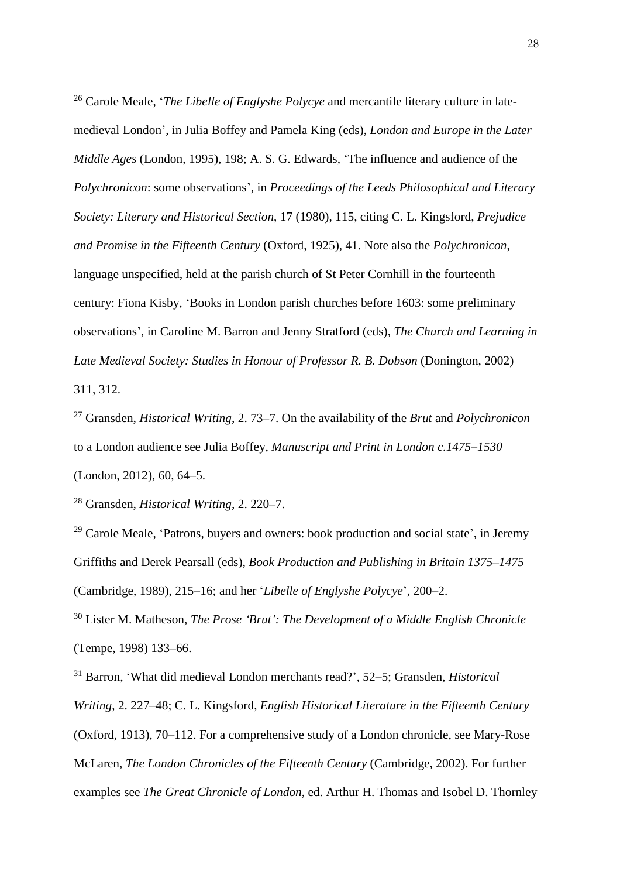[26] Carole Meale, '*The Libelle of Englyshe Polycye* and mercantile literary culture in late-medieval London', in Julia Boffey and Pamela King (eds), *London and Europe in the Later Middle Ages* (London, 1995), 198; A. S. G. Edwards, 'The influence and audience of the *Polychronicon*: some observations', in *Proceedings of the Leeds Philosophical and Literary Society: Literary and Historical Section*, 17 (1980), 115, citing C. L. Kingsford, *Prejudice and Promise in the Fifteenth Century* (Oxford, 1925), 41. Note also the *Polychronicon*, language unspecified, held at the parish church of St Peter Cornhill in the fourteenth century: Fiona Kisby, 'Books in London parish churches before 1603: some preliminary observations', in Caroline M. Barron and Jenny Stratford (eds), *The Church and Learning in Late Medieval Society: Studies in Honour of Professor R. B. Dobson* (Donington, 2002) 311, 312.

[27] Gransden, *Historical Writing*, 2. 73–7. On the availability of the *Brut* and *Polychronicon* to a London audience see Julia Boffey, *Manuscript and Print in London c.1475–1530* (London, 2012), 60, 64–5.

[28] Gransden, *Historical Writing*, 2. 220–7.

[29] Carole Meale, 'Patrons, buyers and owners: book production and social state', in Jeremy Griffiths and Derek Pearsall (eds), *Book Production and Publishing in Britain 1375–1475* (Cambridge, 1989), 215–16; and her '*Libelle of Englyshe Polycye*', 200–2.

[30] Lister M. Matheson, *The Prose 'Brut': The Development of a Middle English Chronicle* (Tempe, 1998) 133–66.

[31] Barron, 'What did medieval London merchants read?', 52–5; Gransden, *Historical Writing*, 2. 227–48; C. L. Kingsford, *English Historical Literature in the Fifteenth Century* (Oxford, 1913), 70–112. For a comprehensive study of a London chronicle, see Mary-Rose McLaren, *The London Chronicles of the Fifteenth Century* (Cambridge, 2002). For further examples see *The Great Chronicle of London*, ed. Arthur H. Thomas and Isobel D. Thornley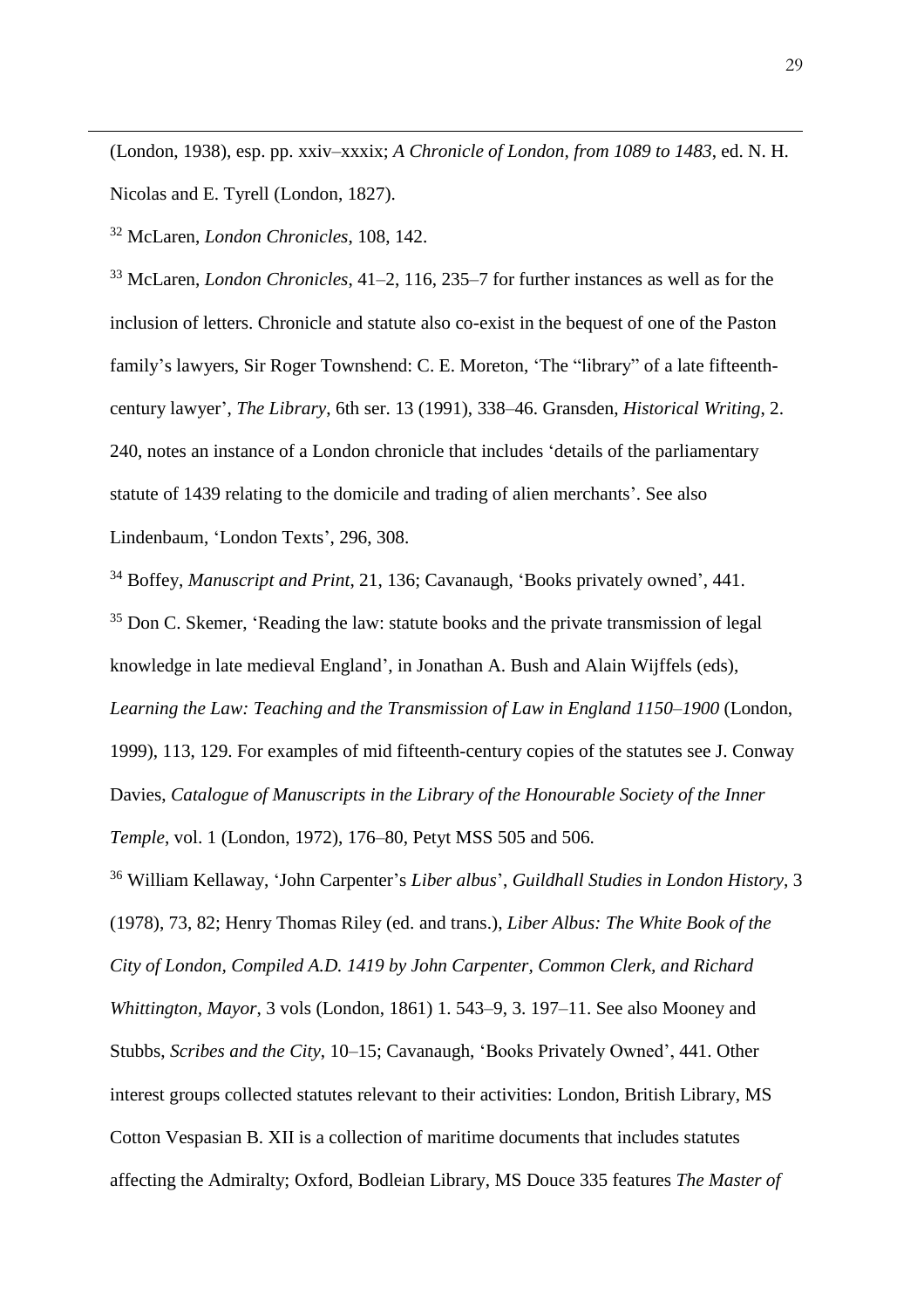(London, 1938), esp. pp. xxiv–xxxix; *A Chronicle of London, from 1089 to 1483*, ed. N. H. Nicolas and E. Tyrell (London, 1827).

[32] McLaren, *London Chronicles*, 108, 142.

[33] McLaren, *London Chronicles*, 41–2, 116, 235–7 for further instances as well as for the inclusion of letters. Chronicle and statute also co-exist in the bequest of one of the Paston family's lawyers, Sir Roger Townshend: C. E. Moreton, 'The "library" of a late fifteenth-century lawyer', *The Library*, 6th ser. 13 (1991), 338–46. Gransden, *Historical Writing*, 2. 240, notes an instance of a London chronicle that includes 'details of the parliamentary statute of 1439 relating to the domicile and trading of alien merchants'. See also Lindenbaum, 'London Texts', 296, 308.

[34] Boffey, *Manuscript and Print*, 21, 136; Cavanaugh, 'Books privately owned', 441.

[35] Don C. Skemer, 'Reading the law: statute books and the private transmission of legal knowledge in late medieval England', in Jonathan A. Bush and Alain Wijffels (eds), *Learning the Law: Teaching and the Transmission of Law in England 1150–1900* (London, 1999), 113, 129. For examples of mid fifteenth-century copies of the statutes see J. Conway Davies, *Catalogue of Manuscripts in the Library of the Honourable Society of the Inner Temple*, vol. 1 (London, 1972), 176–80, Petyt MSS 505 and 506.

[36] William Kellaway, 'John Carpenter's *Liber albus*', *Guildhall Studies in London History*, 3 (1978), 73, 82; Henry Thomas Riley (ed. and trans.), *Liber Albus: The White Book of the City of London, Compiled A.D. 1419 by John Carpenter, Common Clerk, and Richard Whittington, Mayor*, 3 vols (London, 1861) 1. 543–9, 3. 197–11. See also Mooney and Stubbs, *Scribes and the City*, 10–15; Cavanaugh, 'Books Privately Owned', 441. Other interest groups collected statutes relevant to their activities: London, British Library, MS Cotton Vespasian B. XII is a collection of maritime documents that includes statutes affecting the Admiralty; Oxford, Bodleian Library, MS Douce 335 features *The Master of*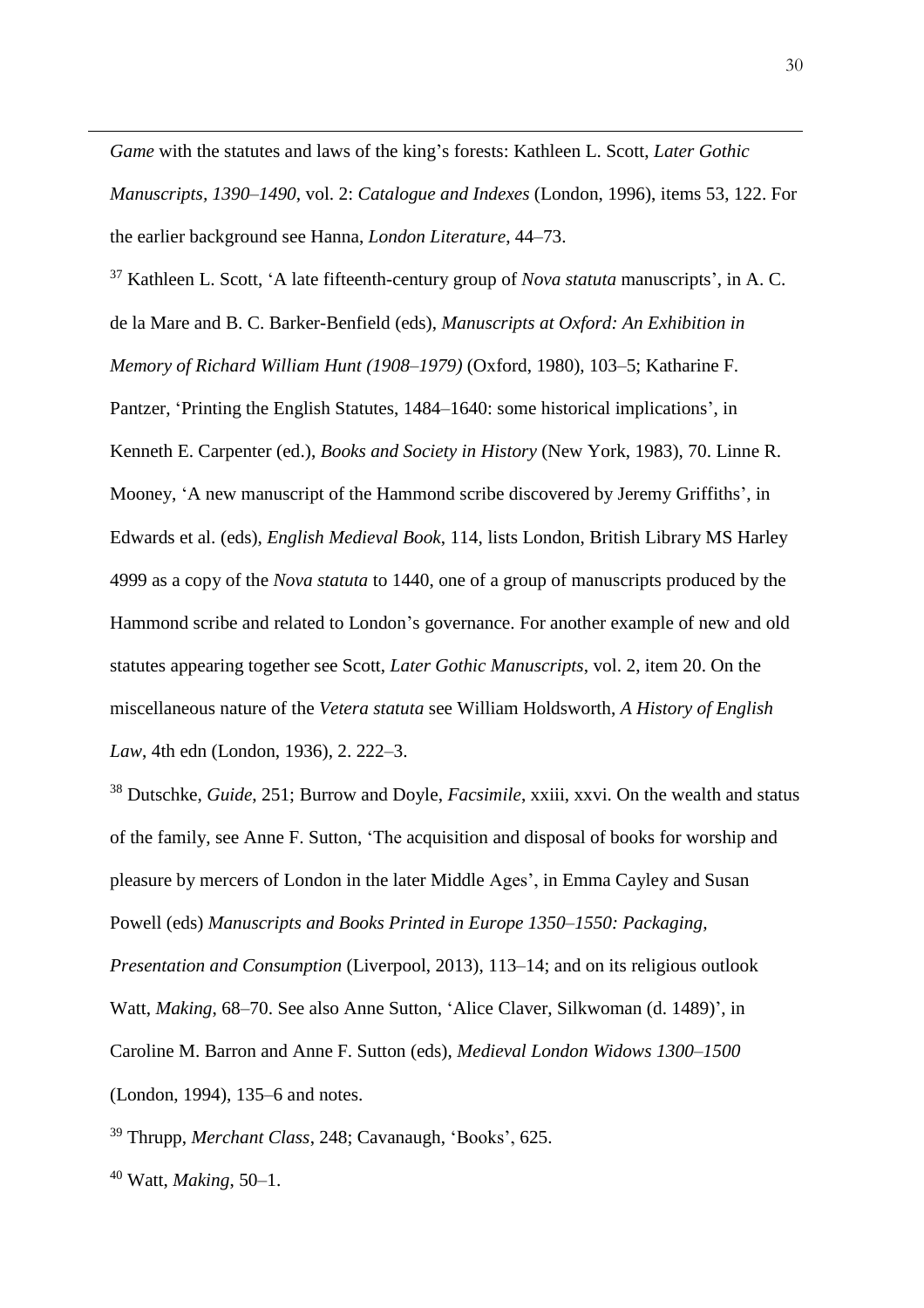*Game* with the statutes and laws of the king's forests: Kathleen L. Scott, *Later Gothic Manuscripts, 1390–1490*, vol. 2: *Catalogue and Indexes* (London, 1996), items 53, 122. For the earlier background see Hanna, *London Literature*, 44–73.

[37] Kathleen L. Scott, 'A late fifteenth-century group of *Nova statuta* manuscripts', in A. C. de la Mare and B. C. Barker-Benfield (eds), *Manuscripts at Oxford: An Exhibition in Memory of Richard William Hunt (1908–1979)* (Oxford, 1980), 103–5; Katharine F. Pantzer, 'Printing the English Statutes, 1484–1640: some historical implications', in Kenneth E. Carpenter (ed.), *Books and Society in History* (New York, 1983), 70. Linne R. Mooney, 'A new manuscript of the Hammond scribe discovered by Jeremy Griffiths', in Edwards et al. (eds), *English Medieval Book*, 114, lists London, British Library MS Harley 4999 as a copy of the *Nova statuta* to 1440, one of a group of manuscripts produced by the Hammond scribe and related to London's governance. For another example of new and old statutes appearing together see Scott, *Later Gothic Manuscripts*, vol. 2, item 20. On the miscellaneous nature of the *Vetera statuta* see William Holdsworth, *A History of English Law*, 4th edn (London, 1936), 2. 222–3.

[38] Dutschke, *Guide*, 251; Burrow and Doyle, *Facsimile*, xxiii, xxvi. On the wealth and status of the family, see Anne F. Sutton, 'The acquisition and disposal of books for worship and pleasure by mercers of London in the later Middle Ages', in Emma Cayley and Susan Powell (eds) *Manuscripts and Books Printed in Europe 1350–1550: Packaging, Presentation and Consumption* (Liverpool, 2013), 113–14; and on its religious outlook Watt, *Making*, 68–70. See also Anne Sutton, 'Alice Claver, Silkwoman (d. 1489)', in Caroline M. Barron and Anne F. Sutton (eds), *Medieval London Widows 1300–1500* (London, 1994), 135–6 and notes.

[39] Thrupp, *Merchant Class*, 248; Cavanaugh, 'Books', 625.

[40] Watt, *Making*, 50–1.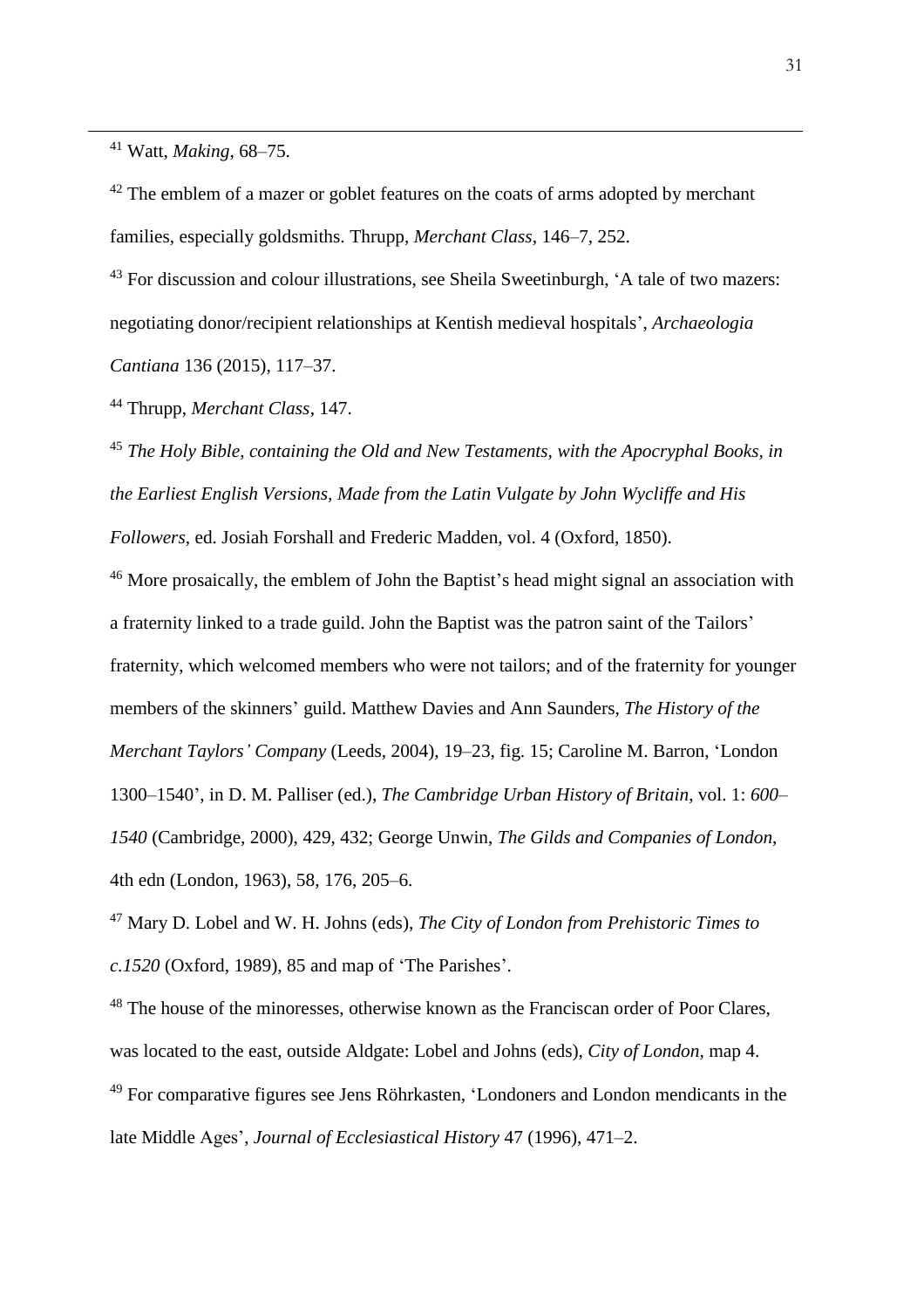[41] Watt, *Making*, 68–75.

[42] The emblem of a mazer or goblet features on the coats of arms adopted by merchant families, especially goldsmiths. Thrupp, *Merchant Class*, 146–7, 252.

[43] For discussion and colour illustrations, see Sheila Sweetinburgh, 'A tale of two mazers: negotiating donor/recipient relationships at Kentish medieval hospitals', *Archaeologia Cantiana* 136 (2015), 117–37.

[44] Thrupp, *Merchant Class*, 147.

[45] *The Holy Bible, containing the Old and New Testaments, with the Apocryphal Books, in the Earliest English Versions, Made from the Latin Vulgate by John Wycliffe and His Followers*, ed. Josiah Forshall and Frederic Madden, vol. 4 (Oxford, 1850).

[46] More prosaically, the emblem of John the Baptist's head might signal an association with a fraternity linked to a trade guild. John the Baptist was the patron saint of the Tailors' fraternity, which welcomed members who were not tailors; and of the fraternity for younger members of the skinners' guild. Matthew Davies and Ann Saunders, *The History of the Merchant Taylors' Company* (Leeds, 2004), 19–23, fig. 15; Caroline M. Barron, 'London 1300–1540', in D. M. Palliser (ed.), *The Cambridge Urban History of Britain*, vol. 1: *600–1540* (Cambridge, 2000), 429, 432; George Unwin, *The Gilds and Companies of London*, 4th edn (London, 1963), 58, 176, 205–6.

[47] Mary D. Lobel and W. H. Johns (eds), *The City of London from Prehistoric Times to c.1520* (Oxford, 1989), 85 and map of 'The Parishes'.

[48] The house of the minoresses, otherwise known as the Franciscan order of Poor Clares, was located to the east, outside Aldgate: Lobel and Johns (eds), *City of London*, map 4.

[49] For comparative figures see Jens Röhrkasten, 'Londoners and London mendicants in the late Middle Ages', *Journal of Ecclesiastical History* 47 (1996), 471–2.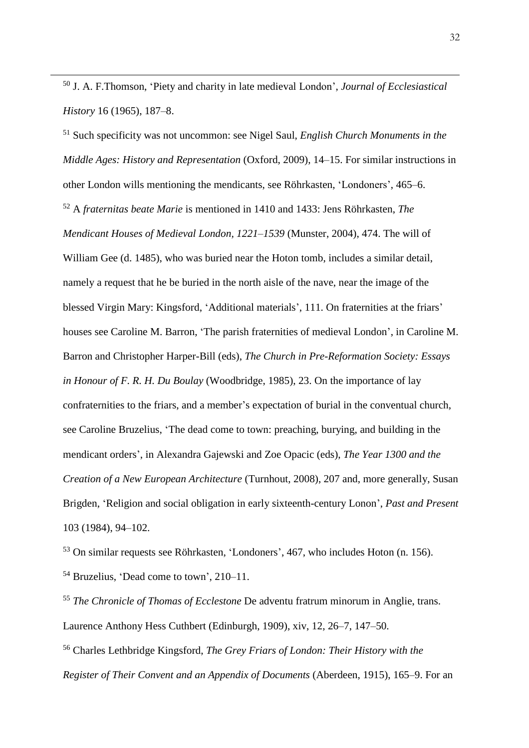[50] J. A. F.Thomson, 'Piety and charity in late medieval London', *Journal of Ecclesiastical History* 16 (1965), 187–8.

[51] Such specificity was not uncommon: see Nigel Saul, *English Church Monuments in the Middle Ages: History and Representation* (Oxford, 2009), 14–15. For similar instructions in other London wills mentioning the mendicants, see Röhrkasten, 'Londoners', 465–6.

[52] A *fraternitas beate Marie* is mentioned in 1410 and 1433: Jens Röhrkasten, *The Mendicant Houses of Medieval London, 1221–1539* (Munster, 2004), 474. The will of William Gee (d. 1485), who was buried near the Hoton tomb, includes a similar detail, namely a request that he be buried in the north aisle of the nave, near the image of the blessed Virgin Mary: Kingsford, 'Additional materials', 111. On fraternities at the friars' houses see Caroline M. Barron, 'The parish fraternities of medieval London', in Caroline M. Barron and Christopher Harper-Bill (eds), *The Church in Pre-Reformation Society: Essays in Honour of F. R. H. Du Boulay* (Woodbridge, 1985), 23. On the importance of lay confraternities to the friars, and a member's expectation of burial in the conventual church, see Caroline Bruzelius, 'The dead come to town: preaching, burying, and building in the mendicant orders', in Alexandra Gajewski and Zoe Opacic (eds), *The Year 1300 and the Creation of a New European Architecture* (Turnhout, 2008), 207 and, more generally, Susan Brigden, 'Religion and social obligation in early sixteenth-century Lonon', *Past and Present* 103 (1984), 94–102.

[53] On similar requests see Röhrkasten, 'Londoners', 467, who includes Hoton (n. 156).

[54] Bruzelius, 'Dead come to town', 210–11.

[55] *The Chronicle of Thomas of Ecclestone* De adventu fratrum minorum in Anglie, trans. Laurence Anthony Hess Cuthbert (Edinburgh, 1909), xiv, 12, 26–7, 147–50.

[56] Charles Lethbridge Kingsford, *The Grey Friars of London: Their History with the Register of Their Convent and an Appendix of Documents* (Aberdeen, 1915), 165–9. For an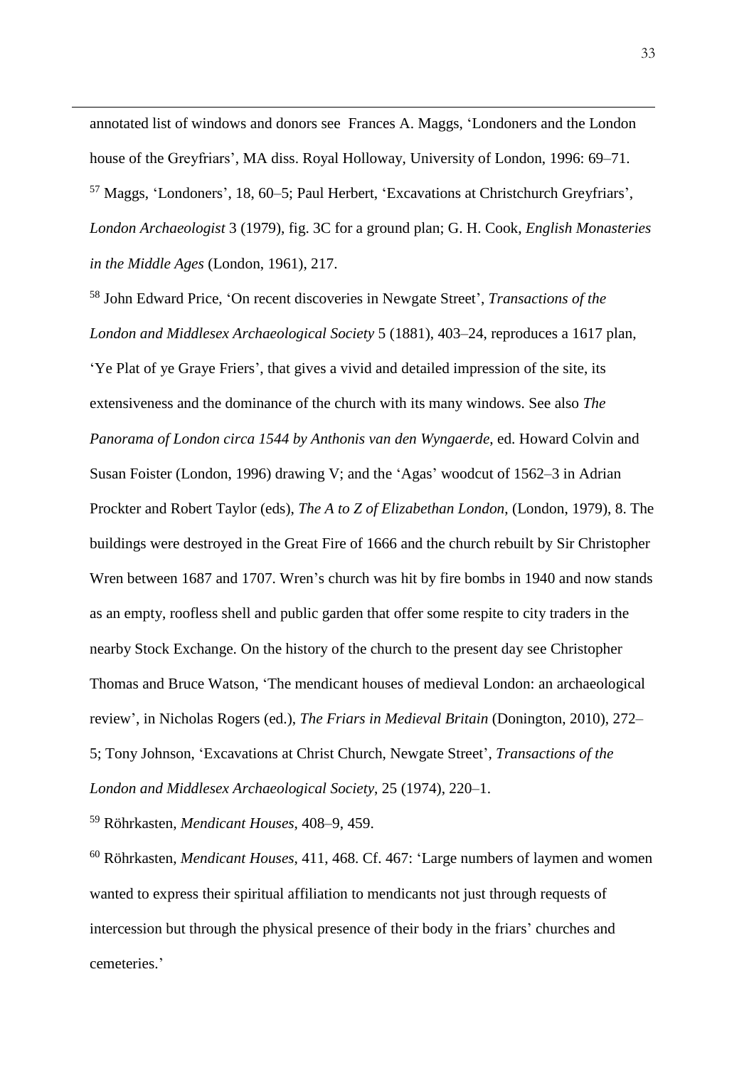annotated list of windows and donors see Frances A. Maggs, 'Londoners and the London house of the Greyfriars', MA diss. Royal Holloway, University of London, 1996: 69–71.

[57] Maggs, 'Londoners', 18, 60–5; Paul Herbert, 'Excavations at Christchurch Greyfriars', *London Archaeologist* 3 (1979), fig. 3C for a ground plan; G. H. Cook, *English Monasteries in the Middle Ages* (London, 1961), 217.

[58] John Edward Price, 'On recent discoveries in Newgate Street', *Transactions of the London and Middlesex Archaeological Society* 5 (1881), 403–24, reproduces a 1617 plan, 'Ye Plat of ye Graye Friers', that gives a vivid and detailed impression of the site, its extensiveness and the dominance of the church with its many windows. See also *The Panorama of London circa 1544 by Anthonis van den Wyngaerde*, ed. Howard Colvin and Susan Foister (London, 1996) drawing V; and the 'Agas' woodcut of 1562–3 in Adrian Prockter and Robert Taylor (eds), *The A to Z of Elizabethan London*, (London, 1979), 8. The buildings were destroyed in the Great Fire of 1666 and the church rebuilt by Sir Christopher Wren between 1687 and 1707. Wren's church was hit by fire bombs in 1940 and now stands as an empty, roofless shell and public garden that offer some respite to city traders in the nearby Stock Exchange. On the history of the church to the present day see Christopher Thomas and Bruce Watson, 'The mendicant houses of medieval London: an archaeological review', in Nicholas Rogers (ed.), *The Friars in Medieval Britain* (Donington, 2010), 272–5; Tony Johnson, 'Excavations at Christ Church, Newgate Street', *Transactions of the London and Middlesex Archaeological Society*, 25 (1974), 220–1.

[59] Röhrkasten, *Mendicant Houses*, 408–9, 459.

[60] Röhrkasten, *Mendicant Houses*, 411, 468. Cf. 467: 'Large numbers of laymen and women wanted to express their spiritual affiliation to mendicants not just through requests of intercession but through the physical presence of their body in the friars' churches and cemeteries.'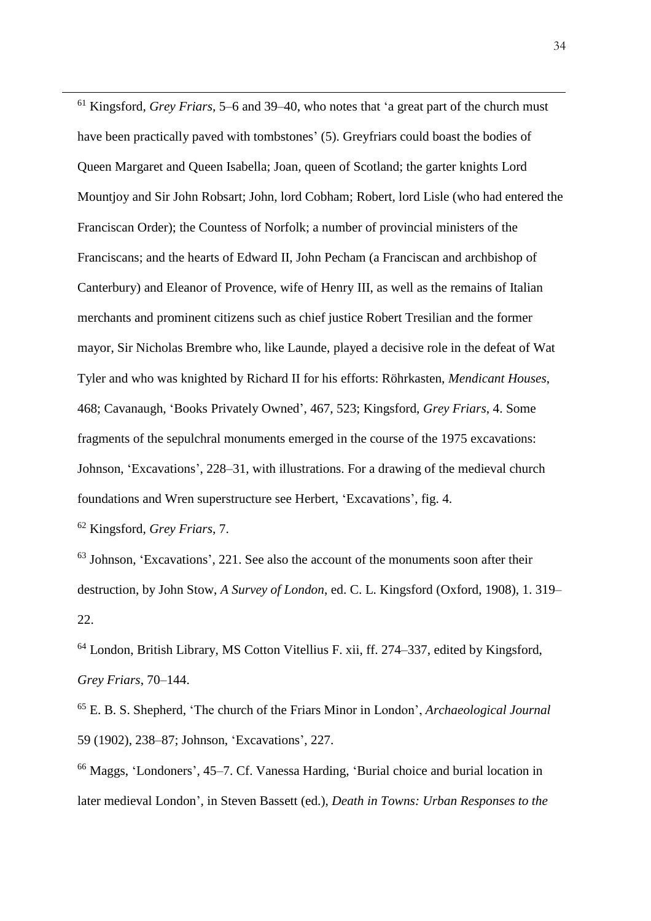[61] Kingsford, *Grey Friars*, 5–6 and 39–40, who notes that 'a great part of the church must have been practically paved with tombstones' (5). Greyfriars could boast the bodies of Queen Margaret and Queen Isabella; Joan, queen of Scotland; the garter knights Lord Mountjoy and Sir John Robsart; John, lord Cobham; Robert, lord Lisle (who had entered the Franciscan Order); the Countess of Norfolk; a number of provincial ministers of the Franciscans; and the hearts of Edward II, John Pecham (a Franciscan and archbishop of Canterbury) and Eleanor of Provence, wife of Henry III, as well as the remains of Italian merchants and prominent citizens such as chief justice Robert Tresilian and the former mayor, Sir Nicholas Brembre who, like Launde, played a decisive role in the defeat of Wat Tyler and who was knighted by Richard II for his efforts: Röhrkasten, *Mendicant Houses*, 468; Cavanaugh, 'Books Privately Owned', 467, 523; Kingsford, *Grey Friars*, 4. Some fragments of the sepulchral monuments emerged in the course of the 1975 excavations: Johnson, 'Excavations', 228–31, with illustrations. For a drawing of the medieval church foundations and Wren superstructure see Herbert, 'Excavations', fig. 4.

[62] Kingsford, *Grey Friars*, 7.

[63] Johnson, 'Excavations', 221. See also the account of the monuments soon after their destruction, by John Stow, *A Survey of London*, ed. C. L. Kingsford (Oxford, 1908), 1. 319–22.

[64] London, British Library, MS Cotton Vitellius F. xii, ff. 274–337, edited by Kingsford, *Grey Friars*, 70–144.

[65] E. B. S. Shepherd, 'The church of the Friars Minor in London', *Archaeological Journal* 59 (1902), 238–87; Johnson, 'Excavations', 227.

[66] Maggs, 'Londoners', 45–7. Cf. Vanessa Harding, 'Burial choice and burial location in later medieval London', in Steven Bassett (ed.), *Death in Towns: Urban Responses to the*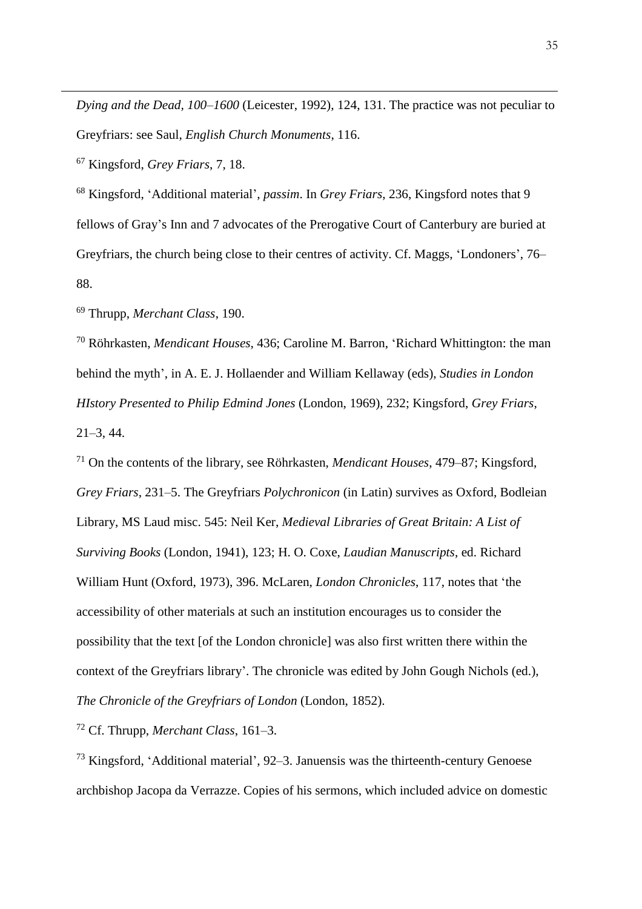*Dying and the Dead, 100–1600* (Leicester, 1992), 124, 131. The practice was not peculiar to Greyfriars: see Saul, *English Church Monuments*, 116.

[67] Kingsford, *Grey Friars*, 7, 18.

[68] Kingsford, 'Additional material', *passim*. In *Grey Friars*, 236, Kingsford notes that 9 fellows of Gray's Inn and 7 advocates of the Prerogative Court of Canterbury are buried at Greyfriars, the church being close to their centres of activity. Cf. Maggs, 'Londoners', 76–88.

[69] Thrupp, *Merchant Class*, 190.

[70] Röhrkasten, *Mendicant Houses*, 436; Caroline M. Barron, 'Richard Whittington: the man behind the myth', in A. E. J. Hollaender and William Kellaway (eds), *Studies in London HIstory Presented to Philip Edmind Jones* (London, 1969), 232; Kingsford, *Grey Friars*, 21–3, 44.

[71] On the contents of the library, see Röhrkasten, *Mendicant Houses*, 479–87; Kingsford, *Grey Friars*, 231–5. The Greyfriars *Polychronicon* (in Latin) survives as Oxford, Bodleian Library, MS Laud misc. 545: Neil Ker, *Medieval Libraries of Great Britain: A List of Surviving Books* (London, 1941), 123; H. O. Coxe, *Laudian Manuscripts*, ed. Richard William Hunt (Oxford, 1973), 396. McLaren, *London Chronicles*, 117, notes that 'the accessibility of other materials at such an institution encourages us to consider the possibility that the text [of the London chronicle] was also first written there within the context of the Greyfriars library'. The chronicle was edited by John Gough Nichols (ed.), *The Chronicle of the Greyfriars of London* (London, 1852).

[72] Cf. Thrupp, *Merchant Class*, 161–3.

[73] Kingsford, 'Additional material', 92–3. Januensis was the thirteenth-century Genoese archbishop Jacopa da Verrazze. Copies of his sermons, which included advice on domestic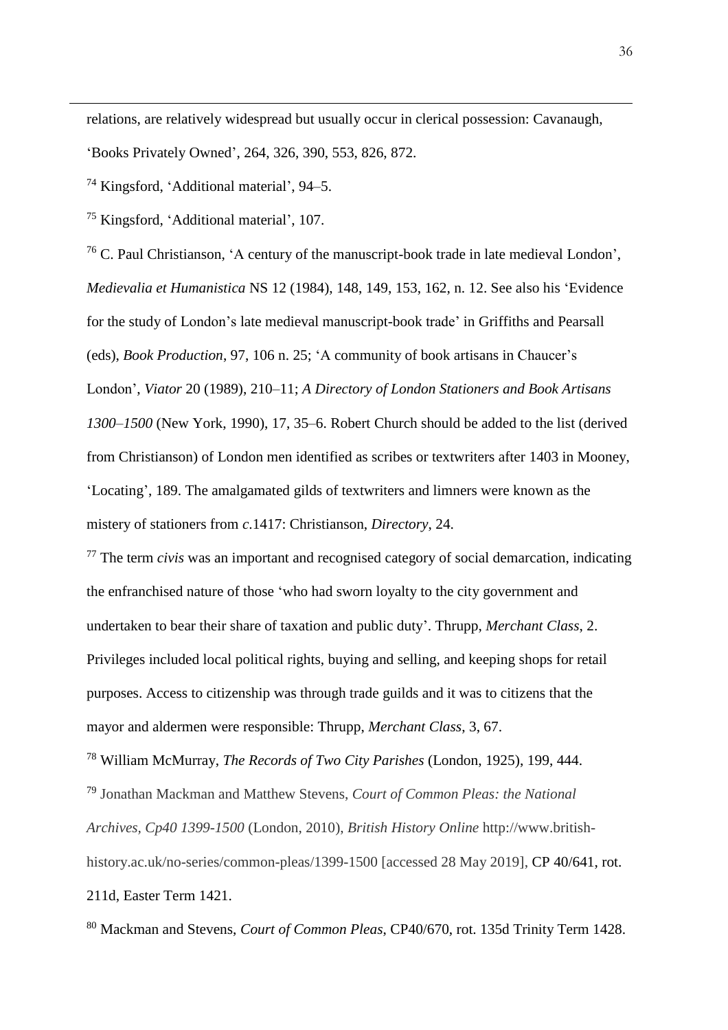relations, are relatively widespread but usually occur in clerical possession: Cavanaugh, 'Books Privately Owned', 264, 326, 390, 553, 826, 872.

[74] Kingsford, 'Additional material', 94–5.

[75] Kingsford, 'Additional material', 107.

[76] C. Paul Christianson, 'A century of the manuscript-book trade in late medieval London', *Medievalia et Humanistica* NS 12 (1984), 148, 149, 153, 162, n. 12. See also his 'Evidence for the study of London's late medieval manuscript-book trade' in Griffiths and Pearsall (eds), *Book Production*, 97, 106 n. 25; 'A community of book artisans in Chaucer's London', *Viator* 20 (1989), 210–11; *A Directory of London Stationers and Book Artisans 1300–1500* (New York, 1990), 17, 35–6. Robert Church should be added to the list (derived from Christianson) of London men identified as scribes or textwriters after 1403 in Mooney, 'Locating', 189. The amalgamated gilds of textwriters and limners were known as the mistery of stationers from *c.*1417: Christianson, *Directory*, 24.

[77] The term *civis* was an important and recognised category of social demarcation, indicating the enfranchised nature of those 'who had sworn loyalty to the city government and undertaken to bear their share of taxation and public duty'. Thrupp, *Merchant Class*, 2. Privileges included local political rights, buying and selling, and keeping shops for retail purposes. Access to citizenship was through trade guilds and it was to citizens that the mayor and aldermen were responsible: Thrupp, *Merchant Class*, 3, 67.

[78] William McMurray, *The Records of Two City Parishes* (London, 1925), 199, 444.

[79] Jonathan Mackman and Matthew Stevens, *Court of Common Pleas: the National Archives, Cp40 1399-1500* (London, 2010), *British History Online* http://www.british-history.ac.uk/no-series/common-pleas/1399-1500 [accessed 28 May 2019], CP 40/641, rot. 211d, Easter Term 1421.

[80] Mackman and Stevens, *Court of Common Pleas*, CP40/670, rot. 135d Trinity Term 1428.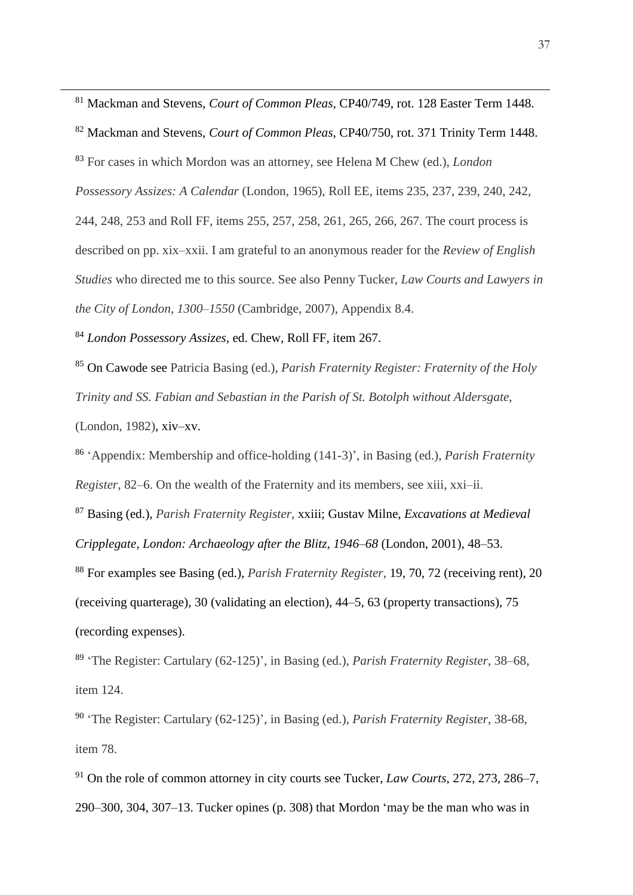[81] Mackman and Stevens, *Court of Common Pleas*, CP40/749, rot. 128 Easter Term 1448.

[82] Mackman and Stevens, *Court of Common Pleas*, CP40/750, rot. 371 Trinity Term 1448.

[83] For cases in which Mordon was an attorney, see Helena M Chew (ed.), *London Possessory Assizes: A Calendar* (London, 1965), Roll EE, items 235, 237, 239, 240, 242, 244, 248, 253 and Roll FF, items 255, 257, 258, 261, 265, 266, 267. The court process is described on pp. xix–xxii. I am grateful to an anonymous reader for the *Review of English Studies* who directed me to this source. See also Penny Tucker, *Law Courts and Lawyers in the City of London, 1300–1550* (Cambridge, 2007), Appendix 8.4.

[84] *London Possessory Assizes*, ed. Chew, Roll FF, item 267.

[85] On Cawode see Patricia Basing (ed.), *Parish Fraternity Register: Fraternity of the Holy Trinity and SS. Fabian and Sebastian in the Parish of St. Botolph without Aldersgate*, (London, 1982), xiv–xv.

[86] 'Appendix: Membership and office-holding (141-3)', in Basing (ed.), *Parish Fraternity Register*, 82–6. On the wealth of the Fraternity and its members, see xiii, xxi–ii.

[87] Basing (ed.), *Parish Fraternity Register*, xxiii; Gustav Milne, *Excavations at Medieval Cripplegate, London: Archaeology after the Blitz, 1946–68* (London, 2001), 48–53.

[88] For examples see Basing (ed.), *Parish Fraternity Register*, 19, 70, 72 (receiving rent), 20 (receiving quarterage), 30 (validating an election), 44–5, 63 (property transactions), 75 (recording expenses).

[89] 'The Register: Cartulary (62-125)', in Basing (ed.), *Parish Fraternity Register*, 38–68, item 124.

[90] 'The Register: Cartulary (62-125)', in Basing (ed.), *Parish Fraternity Register*, 38-68, item 78.

[91] On the role of common attorney in city courts see Tucker, *Law Courts*, 272, 273, 286–7, 290–300, 304, 307–13. Tucker opines (p. 308) that Mordon 'may be the man who was in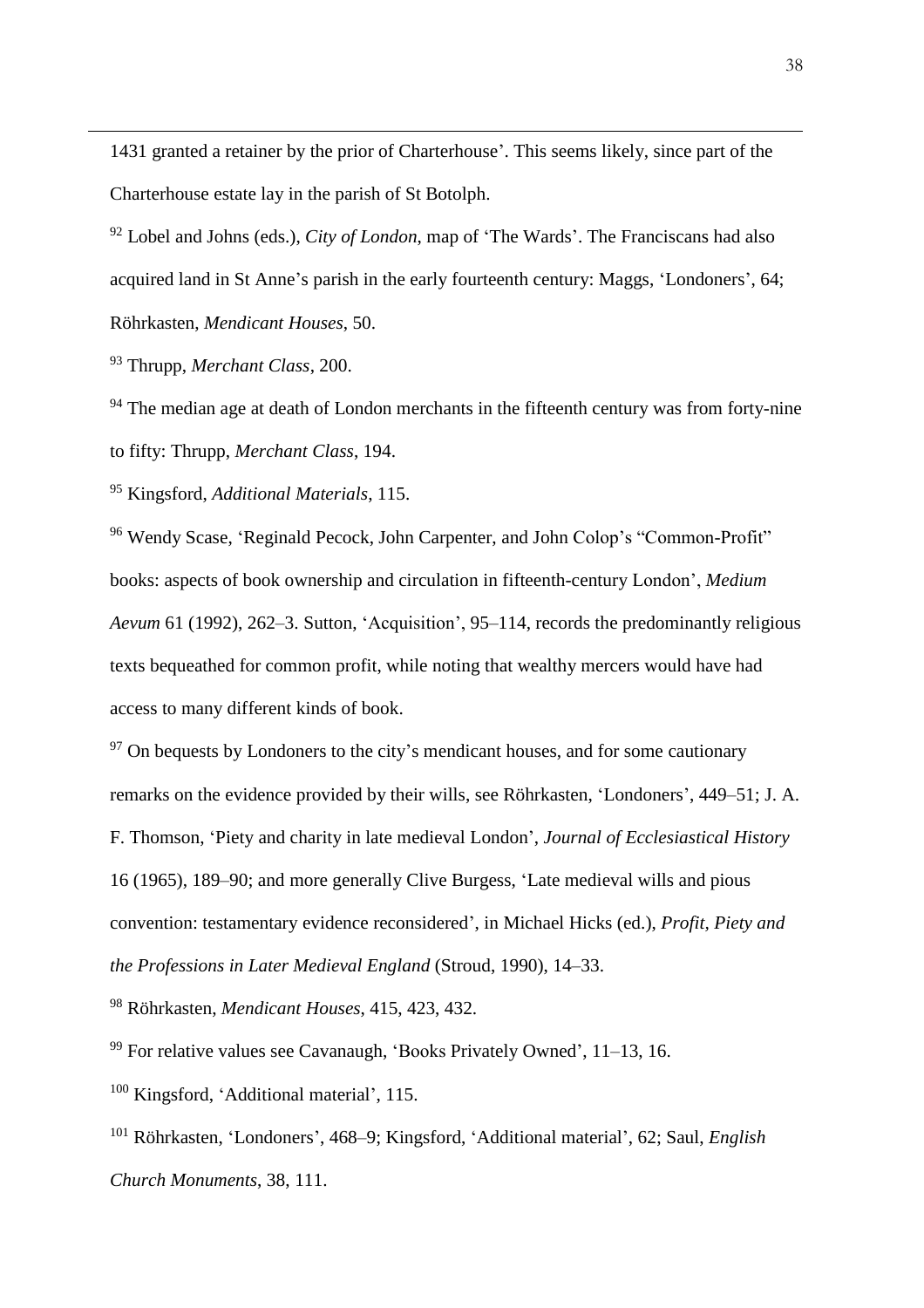1431 granted a retainer by the prior of Charterhouse'. This seems likely, since part of the Charterhouse estate lay in the parish of St Botolph.

[92] Lobel and Johns (eds.), *City of London*, map of 'The Wards'. The Franciscans had also acquired land in St Anne's parish in the early fourteenth century: Maggs, 'Londoners', 64; Röhrkasten, *Mendicant Houses*, 50.

[93] Thrupp, *Merchant Class*, 200.

[94] The median age at death of London merchants in the fifteenth century was from forty-nine to fifty: Thrupp, *Merchant Class*, 194.

[95] Kingsford, *Additional Materials*, 115.

[96] Wendy Scase, 'Reginald Pecock, John Carpenter, and John Colop's "Common-Profit" books: aspects of book ownership and circulation in fifteenth-century London', *Medium Aevum* 61 (1992), 262–3. Sutton, 'Acquisition', 95–114, records the predominantly religious texts bequeathed for common profit, while noting that wealthy mercers would have had access to many different kinds of book.

[97] On bequests by Londoners to the city's mendicant houses, and for some cautionary remarks on the evidence provided by their wills, see Röhrkasten, 'Londoners', 449–51; J. A. F. Thomson, 'Piety and charity in late medieval London', *Journal of Ecclesiastical History* 16 (1965), 189–90; and more generally Clive Burgess, 'Late medieval wills and pious convention: testamentary evidence reconsidered', in Michael Hicks (ed.), *Profit, Piety and the Professions in Later Medieval England* (Stroud, 1990), 14–33.

[98] Röhrkasten, *Mendicant Houses*, 415, 423, 432.

[99] For relative values see Cavanaugh, 'Books Privately Owned', 11–13, 16.

[100] Kingsford, 'Additional material', 115.

[101] Röhrkasten, 'Londoners', 468–9; Kingsford, 'Additional material', 62; Saul, *English Church Monuments*, 38, 111.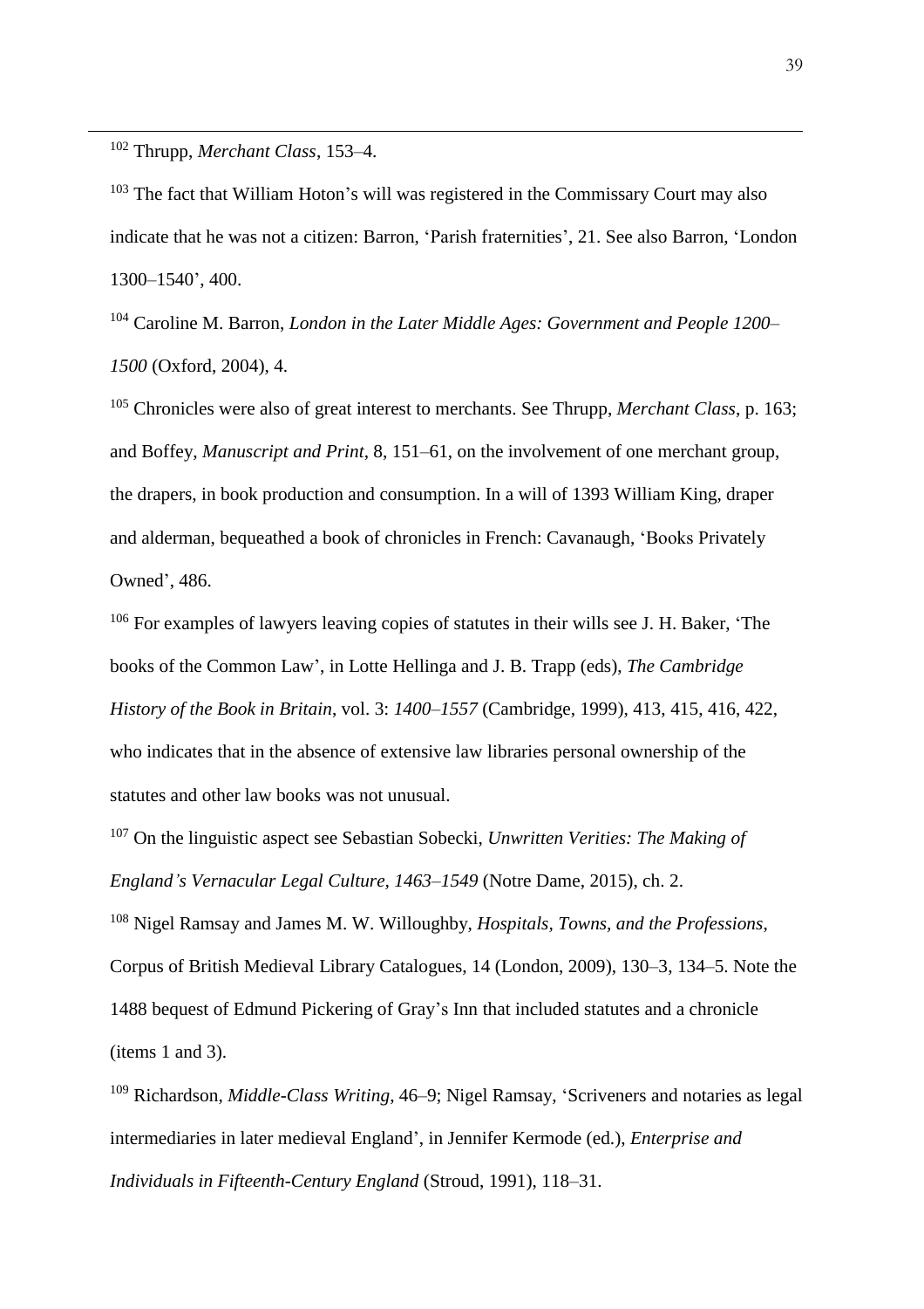[102] Thrupp, *Merchant Class*, 153–4.

[103] The fact that William Hoton's will was registered in the Commissary Court may also indicate that he was not a citizen: Barron, 'Parish fraternities', 21. See also Barron, 'London 1300–1540', 400.

[104] Caroline M. Barron, *London in the Later Middle Ages: Government and People 1200–1500* (Oxford, 2004), 4.

[105] Chronicles were also of great interest to merchants. See Thrupp, *Merchant Class*, p. 163; and Boffey, *Manuscript and Print*, 8, 151–61, on the involvement of one merchant group, the drapers, in book production and consumption. In a will of 1393 William King, draper and alderman, bequeathed a book of chronicles in French: Cavanaugh, 'Books Privately Owned', 486.

[106] For examples of lawyers leaving copies of statutes in their wills see J. H. Baker, 'The books of the Common Law', in Lotte Hellinga and J. B. Trapp (eds), *The Cambridge History of the Book in Britain*, vol. 3: *1400–1557* (Cambridge, 1999), 413, 415, 416, 422, who indicates that in the absence of extensive law libraries personal ownership of the statutes and other law books was not unusual.

[107] On the linguistic aspect see Sebastian Sobecki, *Unwritten Verities: The Making of England's Vernacular Legal Culture, 1463–1549* (Notre Dame, 2015), ch. 2.

[108] Nigel Ramsay and James M. W. Willoughby, *Hospitals, Towns, and the Professions*, Corpus of British Medieval Library Catalogues, 14 (London, 2009), 130–3, 134–5. Note the 1488 bequest of Edmund Pickering of Gray's Inn that included statutes and a chronicle (items 1 and 3).

[109] Richardson, *Middle-Class Writing*, 46–9; Nigel Ramsay, 'Scriveners and notaries as legal intermediaries in later medieval England', in Jennifer Kermode (ed.), *Enterprise and Individuals in Fifteenth-Century England* (Stroud, 1991), 118–31.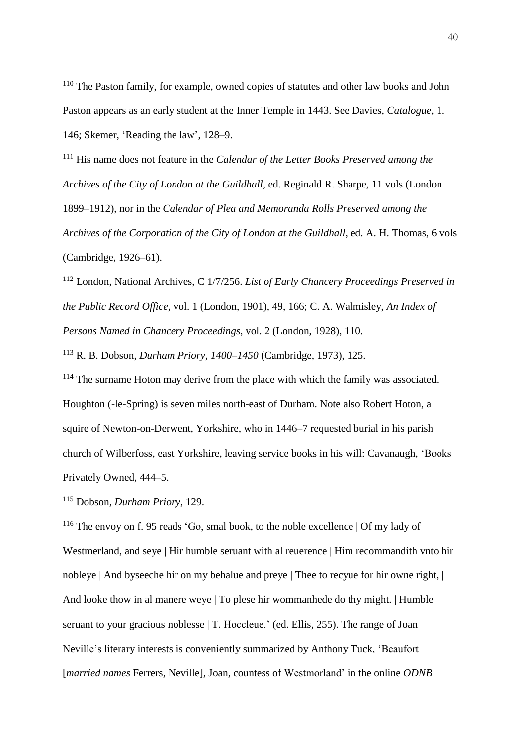[110] The Paston family, for example, owned copies of statutes and other law books and John Paston appears as an early student at the Inner Temple in 1443. See Davies, *Catalogue*, 1. 146; Skemer, 'Reading the law', 128–9.

[111] His name does not feature in the *Calendar of the Letter Books Preserved among the Archives of the City of London at the Guildhall*, ed. Reginald R. Sharpe, 11 vols (London 1899–1912), nor in the *Calendar of Plea and Memoranda Rolls Preserved among the Archives of the Corporation of the City of London at the Guildhall*, ed. A. H. Thomas, 6 vols (Cambridge, 1926–61).

[112] London, National Archives, C 1/7/256. *List of Early Chancery Proceedings Preserved in the Public Record Office*, vol. 1 (London, 1901), 49, 166; C. A. Walmisley, *An Index of Persons Named in Chancery Proceedings*, vol. 2 (London, 1928), 110.

[113] R. B. Dobson, *Durham Priory, 1400–1450* (Cambridge, 1973), 125.

[114] The surname Hoton may derive from the place with which the family was associated. Houghton (-le-Spring) is seven miles north-east of Durham. Note also Robert Hoton, a squire of Newton-on-Derwent, Yorkshire, who in 1446–7 requested burial in his parish church of Wilberfoss, east Yorkshire, leaving service books in his will: Cavanaugh, 'Books Privately Owned, 444–5.

[115] Dobson, *Durham Priory*, 129.

[116] The envoy on f. 95 reads 'Go, smal book, to the noble excellence | Of my lady of Westmerland, and seye | Hir humble seruant with al reuerence | Him recommandith vnto hir nobleye | And byseeche hir on my behalue and preye | Thee to recyue for hir owne right, | And looke thow in al manere weye | To plese hir wommanhede do thy might. | Humble seruant to your gracious noblesse | T. Hoccleue.' (ed. Ellis, 255). The range of Joan Neville's literary interests is conveniently summarized by Anthony Tuck, 'Beaufort [*married names* Ferrers, Neville], Joan, countess of Westmorland' in the online *ODNB*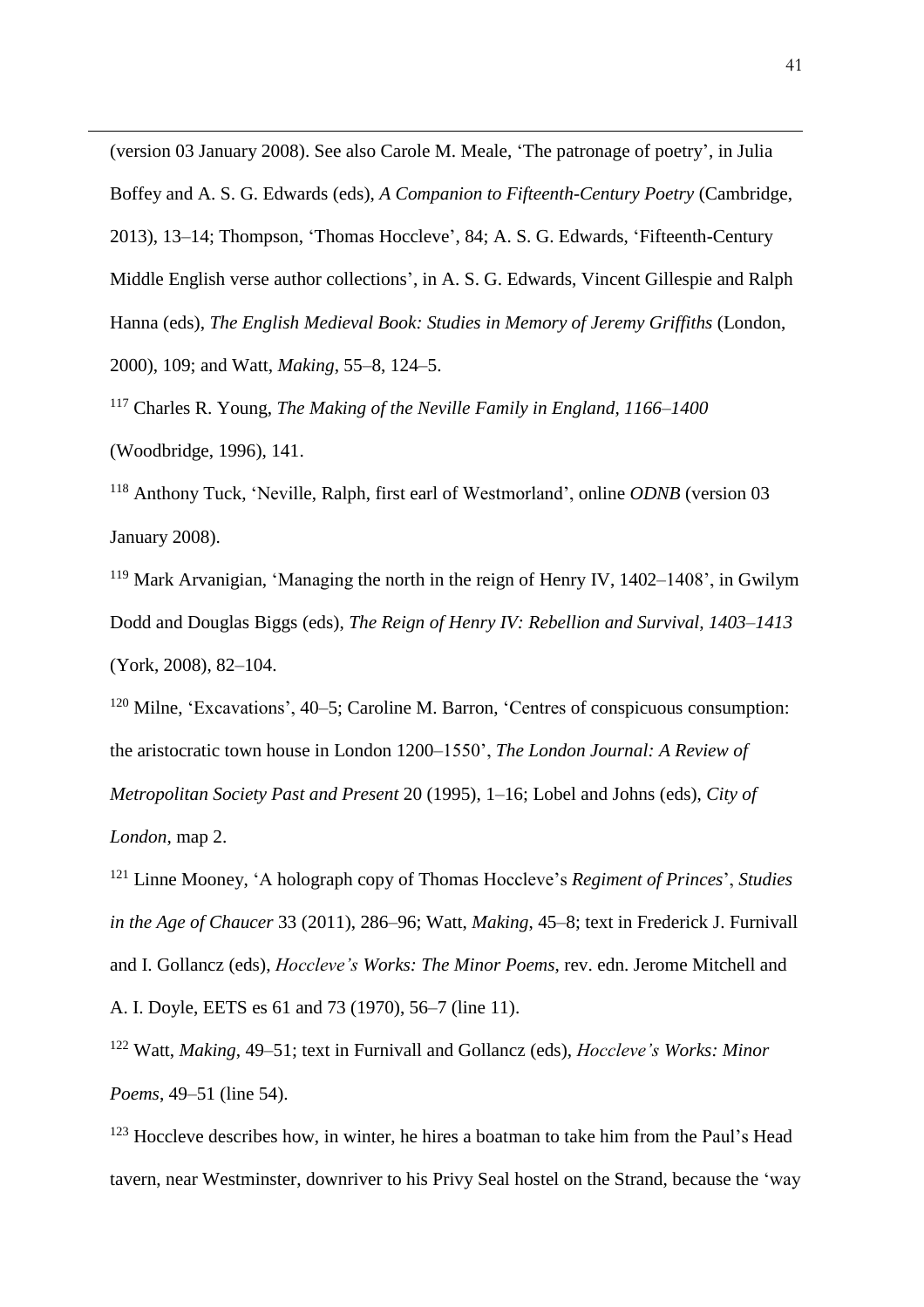(version 03 January 2008). See also Carole M. Meale, 'The patronage of poetry', in Julia Boffey and A. S. G. Edwards (eds), *A Companion to Fifteenth-Century Poetry* (Cambridge, 2013), 13–14; Thompson, 'Thomas Hoccleve', 84; A. S. G. Edwards, 'Fifteenth-Century Middle English verse author collections', in A. S. G. Edwards, Vincent Gillespie and Ralph Hanna (eds), *The English Medieval Book: Studies in Memory of Jeremy Griffiths* (London, 2000), 109; and Watt, *Making*, 55–8, 124–5.

[117] Charles R. Young, *The Making of the Neville Family in England, 1166–1400* (Woodbridge, 1996), 141.

[118] Anthony Tuck, 'Neville, Ralph, first earl of Westmorland', online *ODNB* (version 03 January 2008).

[119] Mark Arvanigian, 'Managing the north in the reign of Henry IV, 1402–1408', in Gwilym Dodd and Douglas Biggs (eds), *The Reign of Henry IV: Rebellion and Survival, 1403–1413* (York, 2008), 82–104.

[120] Milne, 'Excavations', 40–5; Caroline M. Barron, 'Centres of conspicuous consumption: the aristocratic town house in London 1200–1550', *The London Journal: A Review of Metropolitan Society Past and Present* 20 (1995), 1–16; Lobel and Johns (eds), *City of London*, map 2.

[121] Linne Mooney, 'A holograph copy of Thomas Hoccleve's *Regiment of Princes*', *Studies in the Age of Chaucer* 33 (2011), 286–96; Watt, *Making*, 45–8; text in Frederick J. Furnivall and I. Gollancz (eds), *Hoccleve's Works: The Minor Poems*, rev. edn. Jerome Mitchell and A. I. Doyle, EETS es 61 and 73 (1970), 56–7 (line 11).

[122] Watt, *Making*, 49–51; text in Furnivall and Gollancz (eds), *Hoccleve's Works: Minor Poems*, 49–51 (line 54).

[123] Hoccleve describes how, in winter, he hires a boatman to take him from the Paul's Head tavern, near Westminster, downriver to his Privy Seal hostel on the Strand, because the 'way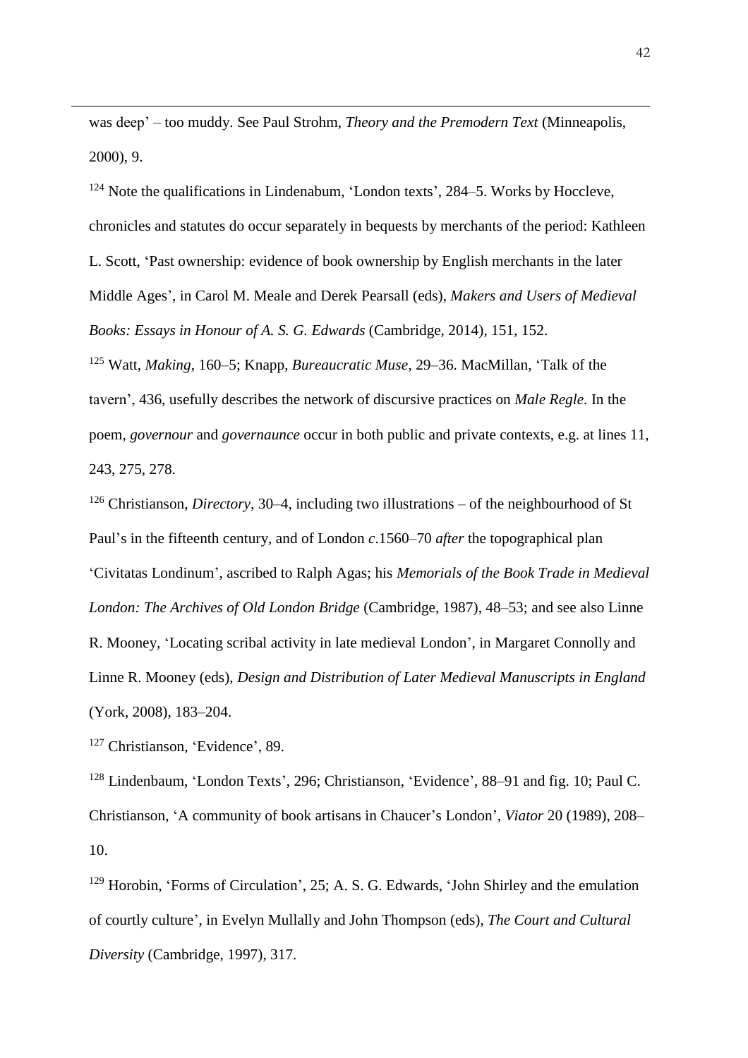was deep' – too muddy. See Paul Strohm, *Theory and the Premodern Text* (Minneapolis, 2000), 9.

[124] Note the qualifications in Lindenabum, 'London texts', 284–5. Works by Hoccleve, chronicles and statutes do occur separately in bequests by merchants of the period: Kathleen L. Scott, 'Past ownership: evidence of book ownership by English merchants in the later Middle Ages', in Carol M. Meale and Derek Pearsall (eds), *Makers and Users of Medieval Books: Essays in Honour of A. S. G. Edwards* (Cambridge, 2014), 151, 152.

[125] Watt, *Making*, 160–5; Knapp, *Bureaucratic Muse*, 29–36. MacMillan, 'Talk of the tavern', 436, usefully describes the network of discursive practices on *Male Regle*. In the poem, *governour* and *governaunce* occur in both public and private contexts, e.g. at lines 11, 243, 275, 278.

[126] Christianson, *Directory*, 30–4, including two illustrations – of the neighbourhood of St Paul's in the fifteenth century, and of London *c*.1560–70 *after* the topographical plan 'Civitatas Londinum', ascribed to Ralph Agas; his *Memorials of the Book Trade in Medieval London: The Archives of Old London Bridge* (Cambridge, 1987), 48–53; and see also Linne R. Mooney, 'Locating scribal activity in late medieval London', in Margaret Connolly and Linne R. Mooney (eds), *Design and Distribution of Later Medieval Manuscripts in England* (York, 2008), 183–204.

[127] Christianson, 'Evidence', 89.

[128] Lindenbaum, 'London Texts', 296; Christianson, 'Evidence', 88–91 and fig. 10; Paul C. Christianson, 'A community of book artisans in Chaucer's London', *Viator* 20 (1989), 208–10.

[129] Horobin, 'Forms of Circulation', 25; A. S. G. Edwards, 'John Shirley and the emulation of courtly culture', in Evelyn Mullally and John Thompson (eds), *The Court and Cultural Diversity* (Cambridge, 1997), 317.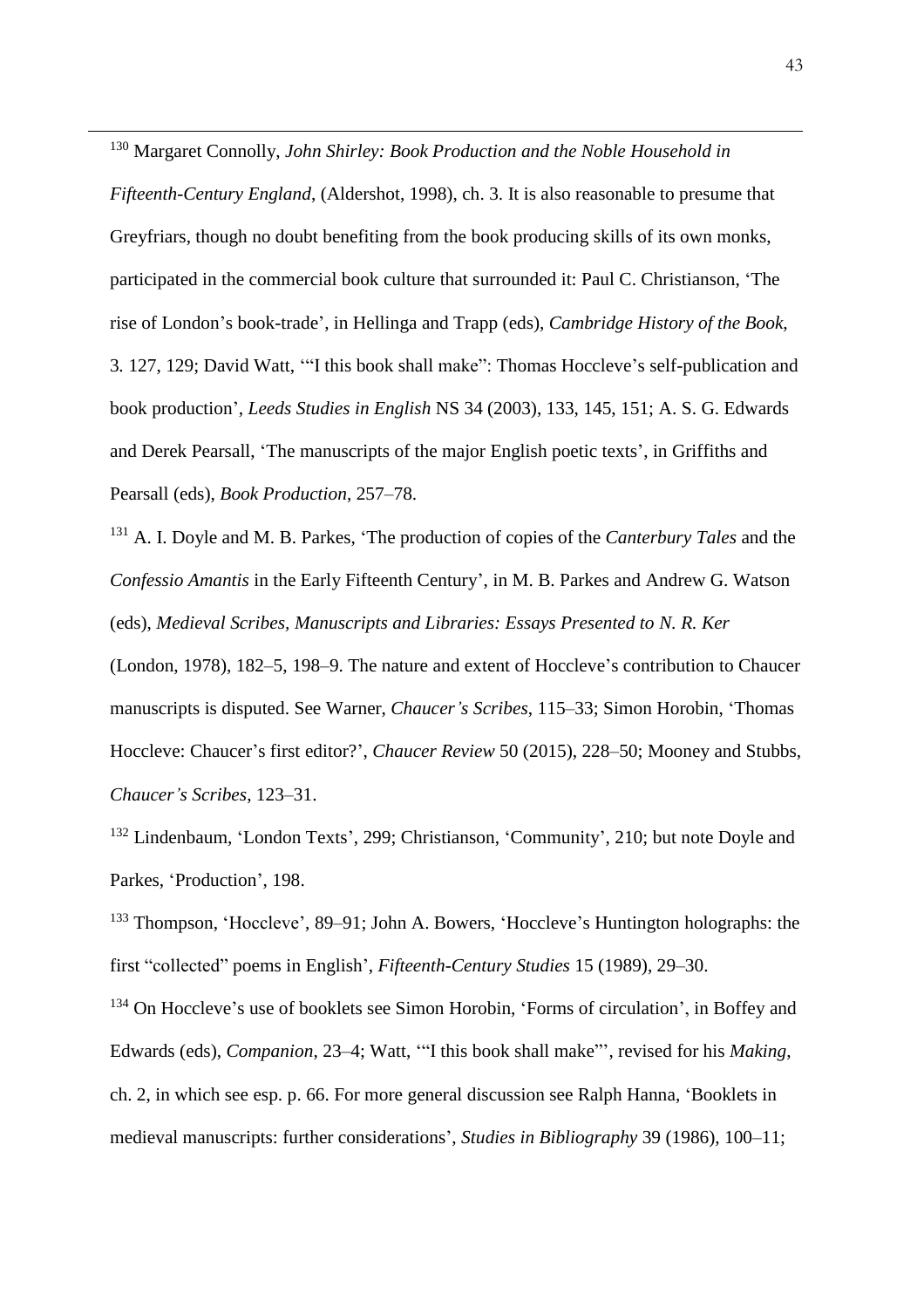[130] Margaret Connolly, *John Shirley: Book Production and the Noble Household in Fifteenth-Century England*, (Aldershot, 1998), ch. 3. It is also reasonable to presume that Greyfriars, though no doubt benefiting from the book producing skills of its own monks, participated in the commercial book culture that surrounded it: Paul C. Christianson, 'The rise of London's book-trade', in Hellinga and Trapp (eds), *Cambridge History of the Book*, 3. 127, 129; David Watt, '"I this book shall make": Thomas Hoccleve's self-publication and book production', *Leeds Studies in English* NS 34 (2003), 133, 145, 151; A. S. G. Edwards and Derek Pearsall, 'The manuscripts of the major English poetic texts', in Griffiths and Pearsall (eds), *Book Production*, 257–78.

[131] A. I. Doyle and M. B. Parkes, 'The production of copies of the *Canterbury Tales* and the *Confessio Amantis* in the Early Fifteenth Century', in M. B. Parkes and Andrew G. Watson (eds), *Medieval Scribes, Manuscripts and Libraries: Essays Presented to N. R. Ker* (London, 1978), 182–5, 198–9. The nature and extent of Hoccleve's contribution to Chaucer manuscripts is disputed. See Warner, *Chaucer's Scribes*, 115–33; Simon Horobin, 'Thomas Hoccleve: Chaucer's first editor?', *Chaucer Review* 50 (2015), 228–50; Mooney and Stubbs, *Chaucer's Scribes*, 123–31.

[132] Lindenbaum, 'London Texts', 299; Christianson, 'Community', 210; but note Doyle and Parkes, 'Production', 198.

[133] Thompson, 'Hoccleve', 89–91; John A. Bowers, 'Hoccleve's Huntington holographs: the first "collected" poems in English', *Fifteenth-Century Studies* 15 (1989), 29–30.

[134] On Hoccleve's use of booklets see Simon Horobin, 'Forms of circulation', in Boffey and Edwards (eds), *Companion*, 23–4; Watt, '"I this book shall make"', revised for his *Making*, ch. 2, in which see esp. p. 66. For more general discussion see Ralph Hanna, 'Booklets in medieval manuscripts: further considerations', *Studies in Bibliography* 39 (1986), 100–11;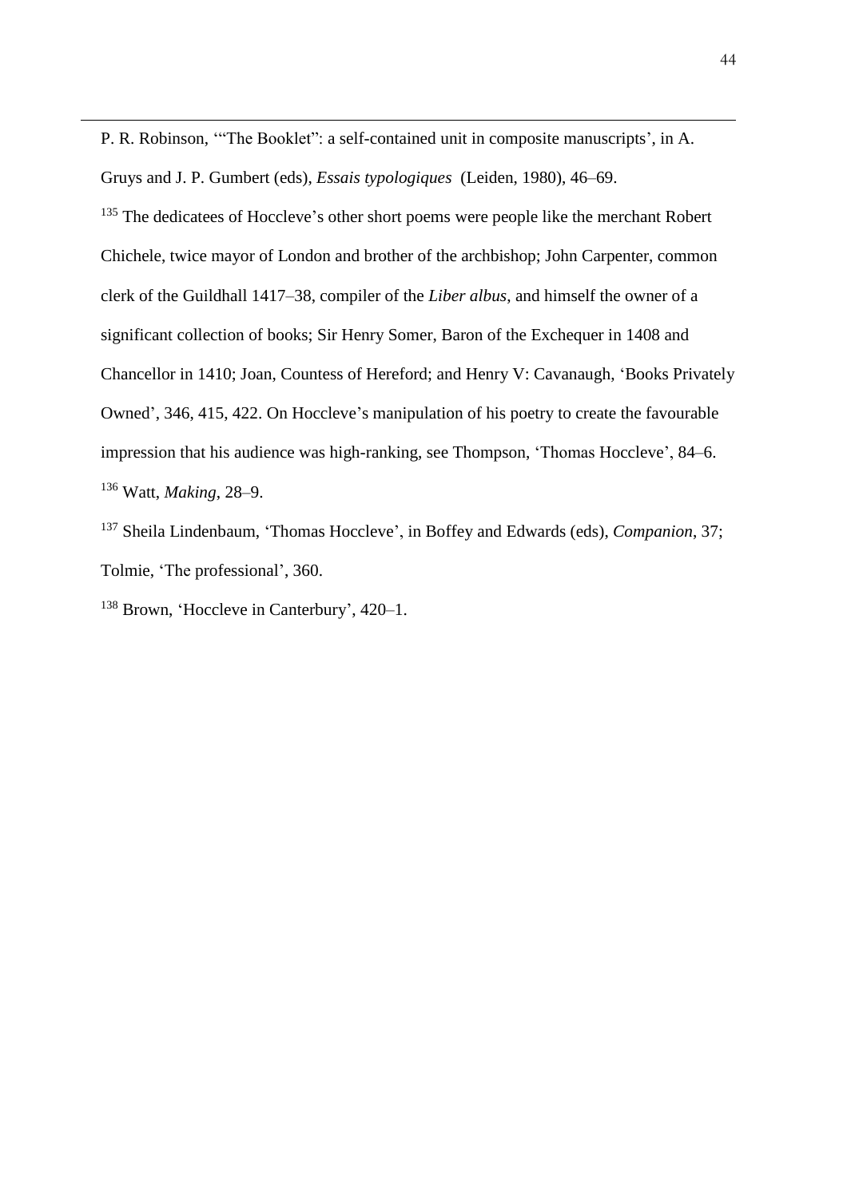P. R. Robinson, '"The Booklet": a self-contained unit in composite manuscripts', in A. Gruys and J. P. Gumbert (eds), *Essais typologiques* (Leiden, 1980), 46–69.

[135] The dedicatees of Hoccleve's other short poems were people like the merchant Robert Chichele, twice mayor of London and brother of the archbishop; John Carpenter, common clerk of the Guildhall 1417–38, compiler of the *Liber albus*, and himself the owner of a significant collection of books; Sir Henry Somer, Baron of the Exchequer in 1408 and Chancellor in 1410; Joan, Countess of Hereford; and Henry V: Cavanaugh, 'Books Privately Owned', 346, 415, 422. On Hoccleve's manipulation of his poetry to create the favourable impression that his audience was high-ranking, see Thompson, 'Thomas Hoccleve', 84–6.

[136] Watt, *Making*, 28–9.

[137] Sheila Lindenbaum, 'Thomas Hoccleve', in Boffey and Edwards (eds), *Companion*, 37; Tolmie, 'The professional', 360.

[138] Brown, 'Hoccleve in Canterbury', 420–1.